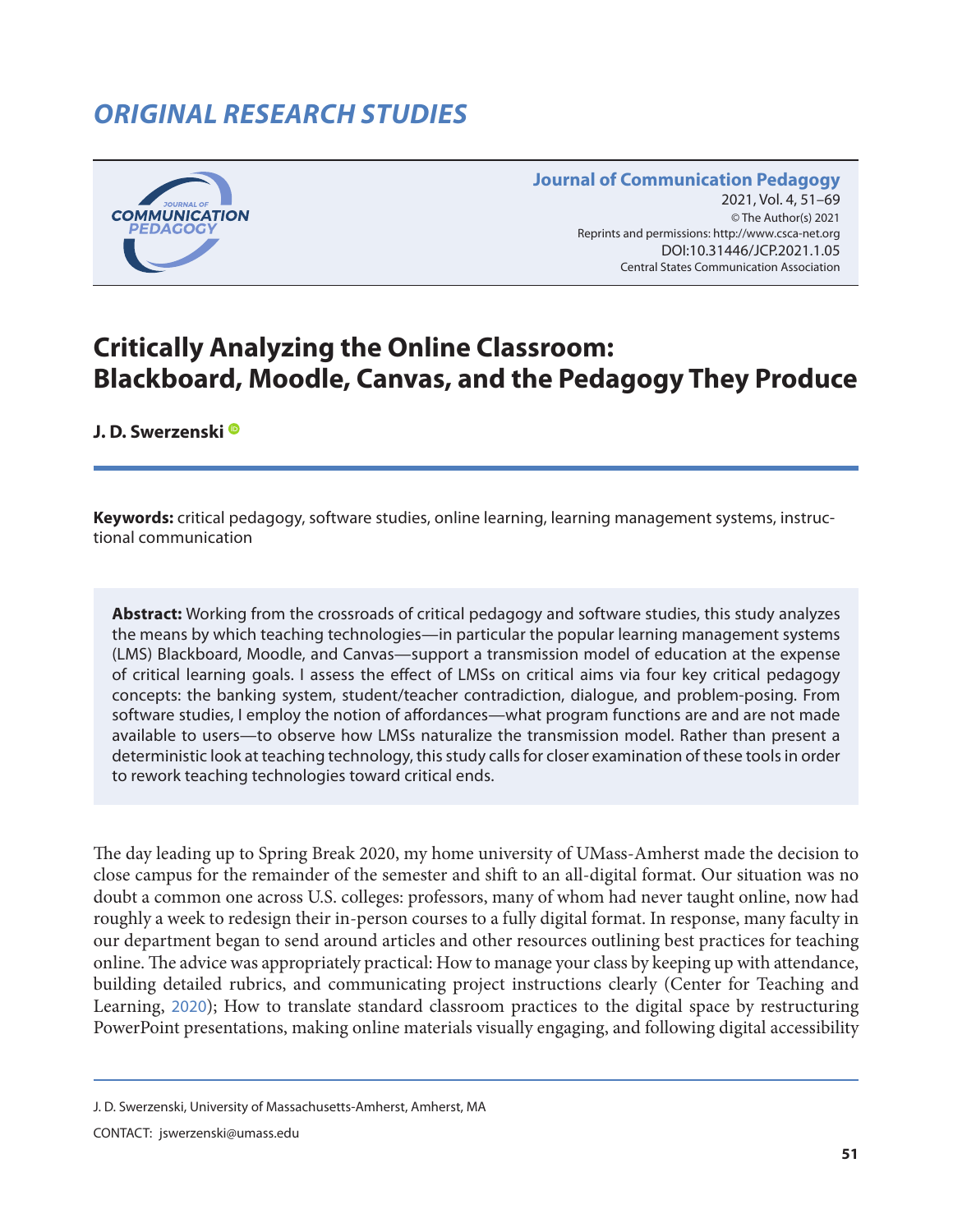## ORIGINAL RESEARCH STUDIES

**Journal of Communication Pedagogy**
2021, Vol. 4, 51–69
© The Author(s) 2021
Reprints and permissions: http://www.csca-net.org
DOI:10.31446/JCP.2021.1.05
Central States Communication Association

# Critically Analyzing the Online Classroom: Blackboard, Moodle, Canvas, and the Pedagogy They Produce

**J. D. Swerzenski**

**Keywords:** critical pedagogy, software studies, online learning, learning management systems, instructional communication

**Abstract:** Working from the crossroads of critical pedagogy and software studies, this study analyzes the means by which teaching technologies—in particular the popular learning management systems (LMS) Blackboard, Moodle, and Canvas—support a transmission model of education at the expense of critical learning goals. I assess the effect of LMSs on critical aims via four key critical pedagogy concepts: the banking system, student/teacher contradiction, dialogue, and problem-posing. From software studies, I employ the notion of affordances—what program functions are and are not made available to users—to observe how LMSs naturalize the transmission model. Rather than present a deterministic look at teaching technology, this study calls for closer examination of these tools in order to rework teaching technologies toward critical ends.

The day leading up to Spring Break 2020, my home university of UMass-Amherst made the decision to close campus for the remainder of the semester and shift to an all-digital format. Our situation was no doubt a common one across U.S. colleges: professors, many of whom had never taught online, now had roughly a week to redesign their in-person courses to a fully digital format. In response, many faculty in our department began to send around articles and other resources outlining best practices for teaching online. The advice was appropriately practical: How to manage your class by keeping up with attendance, building detailed rubrics, and communicating project instructions clearly (Center for Teaching and Learning, 2020); How to translate standard classroom practices to the digital space by restructuring PowerPoint presentations, making online materials visually engaging, and following digital accessibility

J. D. Swerzenski, University of Massachusetts-Amherst, Amherst, MA

CONTACT: jswerzenski@umass.edu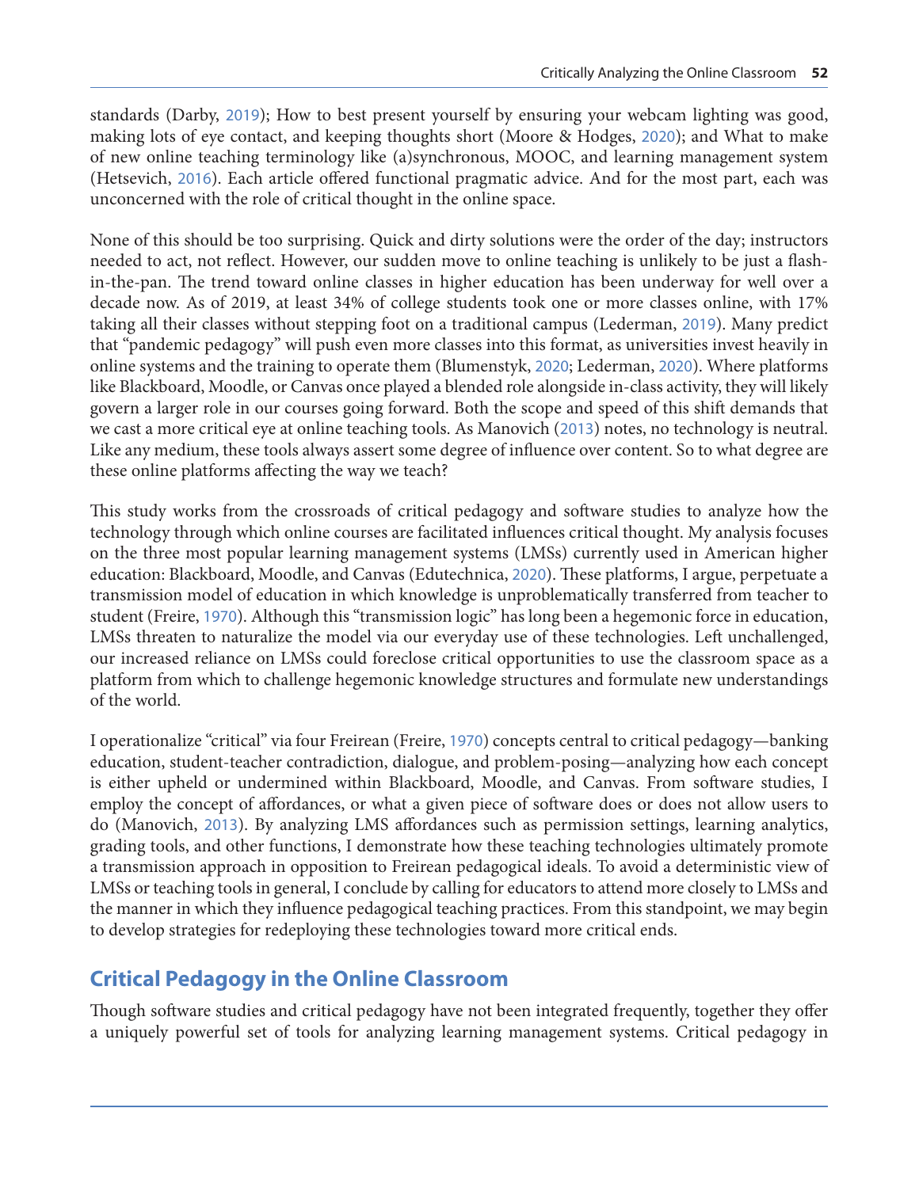standards (Darby, 2019); How to best present yourself by ensuring your webcam lighting was good, making lots of eye contact, and keeping thoughts short (Moore & Hodges, 2020); and What to make of new online teaching terminology like (a)synchronous, MOOC, and learning management system (Hetsevich, 2016). Each article offered functional pragmatic advice. And for the most part, each was unconcerned with the role of critical thought in the online space.

None of this should be too surprising. Quick and dirty solutions were the order of the day; instructors needed to act, not reflect. However, our sudden move to online teaching is unlikely to be just a flash-in-the-pan. The trend toward online classes in higher education has been underway for well over a decade now. As of 2019, at least 34% of college students took one or more classes online, with 17% taking all their classes without stepping foot on a traditional campus (Lederman, 2019). Many predict that "pandemic pedagogy" will push even more classes into this format, as universities invest heavily in online systems and the training to operate them (Blumenstyk, 2020; Lederman, 2020). Where platforms like Blackboard, Moodle, or Canvas once played a blended role alongside in-class activity, they will likely govern a larger role in our courses going forward. Both the scope and speed of this shift demands that we cast a more critical eye at online teaching tools. As Manovich (2013) notes, no technology is neutral. Like any medium, these tools always assert some degree of influence over content. So to what degree are these online platforms affecting the way we teach?

This study works from the crossroads of critical pedagogy and software studies to analyze how the technology through which online courses are facilitated influences critical thought. My analysis focuses on the three most popular learning management systems (LMSs) currently used in American higher education: Blackboard, Moodle, and Canvas (Edutechnica, 2020). These platforms, I argue, perpetuate a transmission model of education in which knowledge is unproblematically transferred from teacher to student (Freire, 1970). Although this "transmission logic" has long been a hegemonic force in education, LMSs threaten to naturalize the model via our everyday use of these technologies. Left unchallenged, our increased reliance on LMSs could foreclose critical opportunities to use the classroom space as a platform from which to challenge hegemonic knowledge structures and formulate new understandings of the world.

I operationalize "critical" via four Freirean (Freire, 1970) concepts central to critical pedagogy—banking education, student-teacher contradiction, dialogue, and problem-posing—analyzing how each concept is either upheld or undermined within Blackboard, Moodle, and Canvas. From software studies, I employ the concept of affordances, or what a given piece of software does or does not allow users to do (Manovich, 2013). By analyzing LMS affordances such as permission settings, learning analytics, grading tools, and other functions, I demonstrate how these teaching technologies ultimately promote a transmission approach in opposition to Freirean pedagogical ideals. To avoid a deterministic view of LMSs or teaching tools in general, I conclude by calling for educators to attend more closely to LMSs and the manner in which they influence pedagogical teaching practices. From this standpoint, we may begin to develop strategies for redeploying these technologies toward more critical ends.

## Critical Pedagogy in the Online Classroom

Though software studies and critical pedagogy have not been integrated frequently, together they offer a uniquely powerful set of tools for analyzing learning management systems. Critical pedagogy in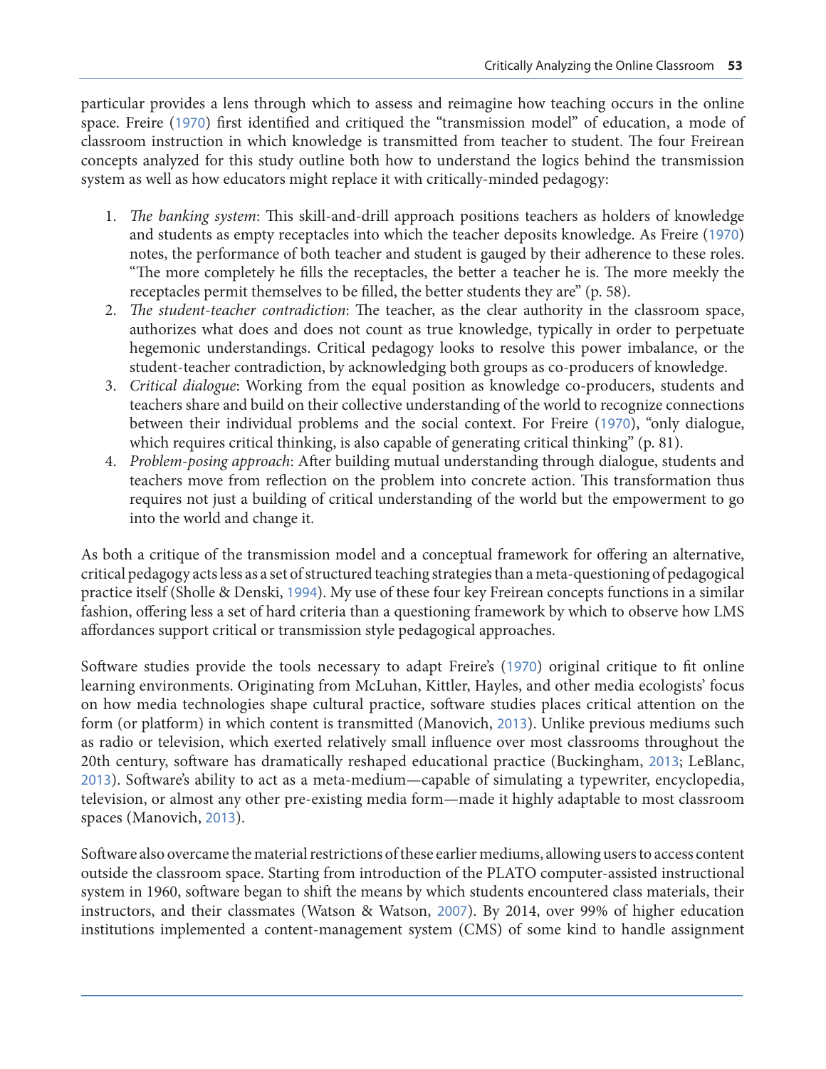particular provides a lens through which to assess and reimagine how teaching occurs in the online space. Freire (1970) first identified and critiqued the "transmission model" of education, a mode of classroom instruction in which knowledge is transmitted from teacher to student. The four Freirean concepts analyzed for this study outline both how to understand the logics behind the transmission system as well as how educators might replace it with critically-minded pedagogy:

1. *The banking system*: This skill-and-drill approach positions teachers as holders of knowledge and students as empty receptacles into which the teacher deposits knowledge. As Freire (1970) notes, the performance of both teacher and student is gauged by their adherence to these roles. "The more completely he fills the receptacles, the better a teacher he is. The more meekly the receptacles permit themselves to be filled, the better students they are" (p. 58).
2. *The student-teacher contradiction*: The teacher, as the clear authority in the classroom space, authorizes what does and does not count as true knowledge, typically in order to perpetuate hegemonic understandings. Critical pedagogy looks to resolve this power imbalance, or the student-teacher contradiction, by acknowledging both groups as co-producers of knowledge.
3. *Critical dialogue*: Working from the equal position as knowledge co-producers, students and teachers share and build on their collective understanding of the world to recognize connections between their individual problems and the social context. For Freire (1970), "only dialogue, which requires critical thinking, is also capable of generating critical thinking" (p. 81).
4. *Problem-posing approach*: After building mutual understanding through dialogue, students and teachers move from reflection on the problem into concrete action. This transformation thus requires not just a building of critical understanding of the world but the empowerment to go into the world and change it.

As both a critique of the transmission model and a conceptual framework for offering an alternative, critical pedagogy acts less as a set of structured teaching strategies than a meta-questioning of pedagogical practice itself (Sholle & Denski, 1994). My use of these four key Freirean concepts functions in a similar fashion, offering less a set of hard criteria than a questioning framework by which to observe how LMS affordances support critical or transmission style pedagogical approaches.

Software studies provide the tools necessary to adapt Freire's (1970) original critique to fit online learning environments. Originating from McLuhan, Kittler, Hayles, and other media ecologists' focus on how media technologies shape cultural practice, software studies places critical attention on the form (or platform) in which content is transmitted (Manovich, 2013). Unlike previous mediums such as radio or television, which exerted relatively small influence over most classrooms throughout the 20th century, software has dramatically reshaped educational practice (Buckingham, 2013; LeBlanc, 2013). Software's ability to act as a meta-medium—capable of simulating a typewriter, encyclopedia, television, or almost any other pre-existing media form—made it highly adaptable to most classroom spaces (Manovich, 2013).

Software also overcame the material restrictions of these earlier mediums, allowing users to access content outside the classroom space. Starting from introduction of the PLATO computer-assisted instructional system in 1960, software began to shift the means by which students encountered class materials, their instructors, and their classmates (Watson & Watson, 2007). By 2014, over 99% of higher education institutions implemented a content-management system (CMS) of some kind to handle assignment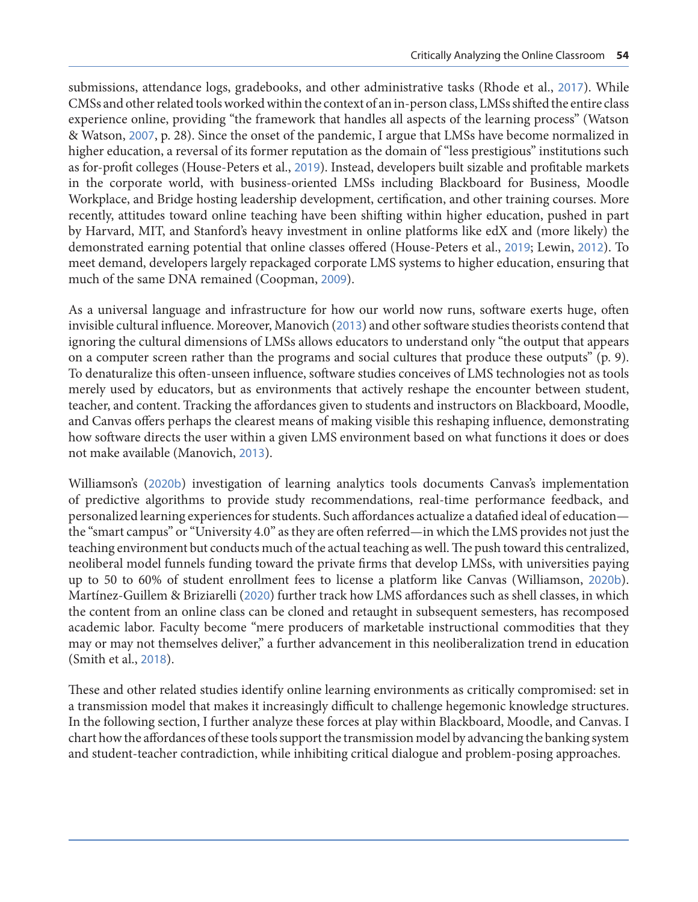submissions, attendance logs, gradebooks, and other administrative tasks (Rhode et al., 2017). While CMSs and other related tools worked within the context of an in-person class, LMSs shifted the entire class experience online, providing "the framework that handles all aspects of the learning process" (Watson & Watson, 2007, p. 28). Since the onset of the pandemic, I argue that LMSs have become normalized in higher education, a reversal of its former reputation as the domain of "less prestigious" institutions such as for-profit colleges (House-Peters et al., 2019). Instead, developers built sizable and profitable markets in the corporate world, with business-oriented LMSs including Blackboard for Business, Moodle Workplace, and Bridge hosting leadership development, certification, and other training courses. More recently, attitudes toward online teaching have been shifting within higher education, pushed in part by Harvard, MIT, and Stanford's heavy investment in online platforms like edX and (more likely) the demonstrated earning potential that online classes offered (House-Peters et al., 2019; Lewin, 2012). To meet demand, developers largely repackaged corporate LMS systems to higher education, ensuring that much of the same DNA remained (Coopman, 2009).

As a universal language and infrastructure for how our world now runs, software exerts huge, often invisible cultural influence. Moreover, Manovich (2013) and other software studies theorists contend that ignoring the cultural dimensions of LMSs allows educators to understand only "the output that appears on a computer screen rather than the programs and social cultures that produce these outputs" (p. 9). To denaturalize this often-unseen influence, software studies conceives of LMS technologies not as tools merely used by educators, but as environments that actively reshape the encounter between student, teacher, and content. Tracking the affordances given to students and instructors on Blackboard, Moodle, and Canvas offers perhaps the clearest means of making visible this reshaping influence, demonstrating how software directs the user within a given LMS environment based on what functions it does or does not make available (Manovich, 2013).

Williamson's (2020b) investigation of learning analytics tools documents Canvas's implementation of predictive algorithms to provide study recommendations, real-time performance feedback, and personalized learning experiences for students. Such affordances actualize a datafied ideal of education—the "smart campus" or "University 4.0" as they are often referred—in which the LMS provides not just the teaching environment but conducts much of the actual teaching as well. The push toward this centralized, neoliberal model funnels funding toward the private firms that develop LMSs, with universities paying up to 50 to 60% of student enrollment fees to license a platform like Canvas (Williamson, 2020b). Martínez-Guillem & Briziarelli (2020) further track how LMS affordances such as shell classes, in which the content from an online class can be cloned and retaught in subsequent semesters, has recomposed academic labor. Faculty become "mere producers of marketable instructional commodities that they may or may not themselves deliver," a further advancement in this neoliberalization trend in education (Smith et al., 2018).

These and other related studies identify online learning environments as critically compromised: set in a transmission model that makes it increasingly difficult to challenge hegemonic knowledge structures. In the following section, I further analyze these forces at play within Blackboard, Moodle, and Canvas. I chart how the affordances of these tools support the transmission model by advancing the banking system and student-teacher contradiction, while inhibiting critical dialogue and problem-posing approaches.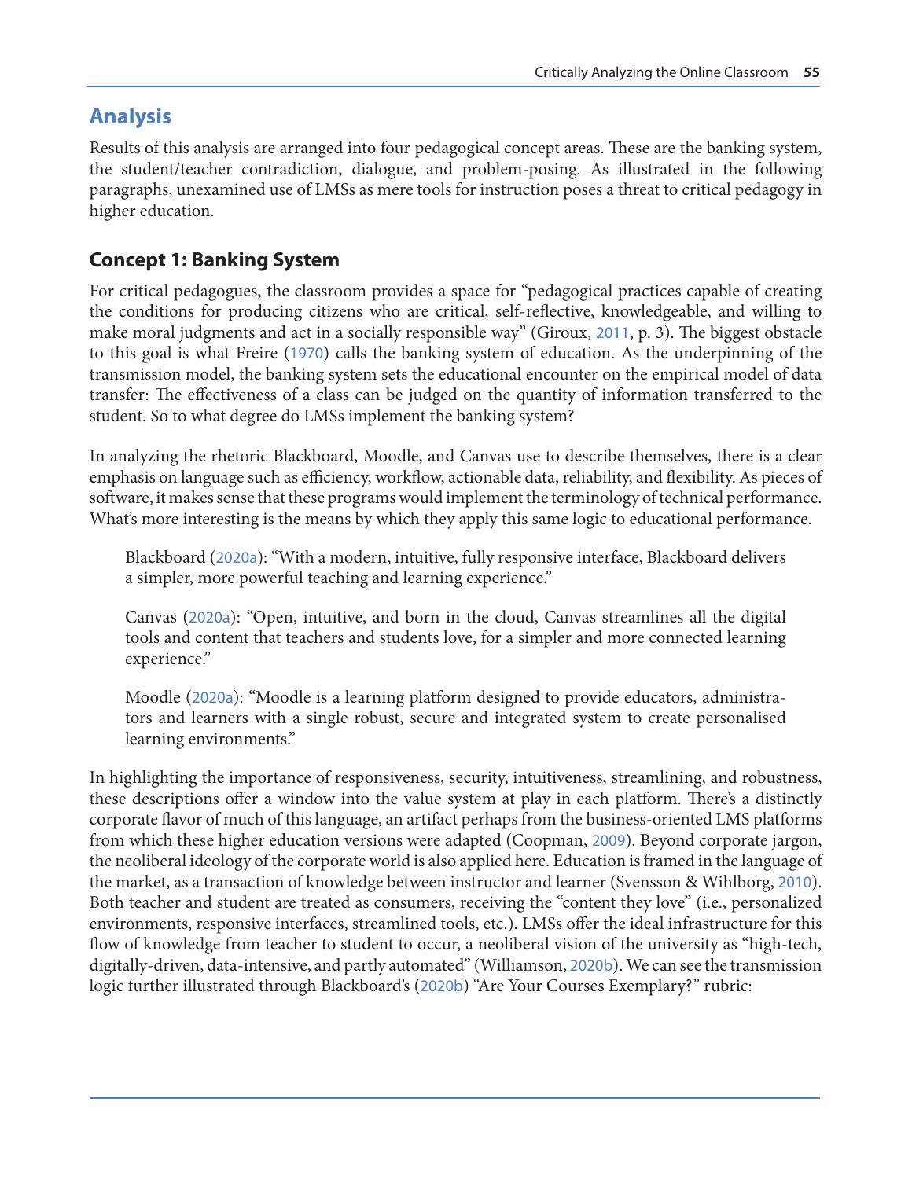## Analysis

Results of this analysis are arranged into four pedagogical concept areas. These are the banking system, the student/teacher contradiction, dialogue, and problem-posing. As illustrated in the following paragraphs, unexamined use of LMSs as mere tools for instruction poses a threat to critical pedagogy in higher education.

### Concept 1: Banking System

For critical pedagogues, the classroom provides a space for "pedagogical practices capable of creating the conditions for producing citizens who are critical, self-reflective, knowledgeable, and willing to make moral judgments and act in a socially responsible way" (Giroux, 2011, p. 3). The biggest obstacle to this goal is what Freire (1970) calls the banking system of education. As the underpinning of the transmission model, the banking system sets the educational encounter on the empirical model of data transfer: The effectiveness of a class can be judged on the quantity of information transferred to the student. So to what degree do LMSs implement the banking system?

In analyzing the rhetoric Blackboard, Moodle, and Canvas use to describe themselves, there is a clear emphasis on language such as efficiency, workflow, actionable data, reliability, and flexibility. As pieces of software, it makes sense that these programs would implement the terminology of technical performance. What's more interesting is the means by which they apply this same logic to educational performance.

> Blackboard (2020a): "With a modern, intuitive, fully responsive interface, Blackboard delivers a simpler, more powerful teaching and learning experience."
>
> Canvas (2020a): "Open, intuitive, and born in the cloud, Canvas streamlines all the digital tools and content that teachers and students love, for a simpler and more connected learning experience."
>
> Moodle (2020a): "Moodle is a learning platform designed to provide educators, administrators and learners with a single robust, secure and integrated system to create personalised learning environments."

In highlighting the importance of responsiveness, security, intuitiveness, streamlining, and robustness, these descriptions offer a window into the value system at play in each platform. There's a distinctly corporate flavor of much of this language, an artifact perhaps from the business-oriented LMS platforms from which these higher education versions were adapted (Coopman, 2009). Beyond corporate jargon, the neoliberal ideology of the corporate world is also applied here. Education is framed in the language of the market, as a transaction of knowledge between instructor and learner (Svensson & Wihlborg, 2010). Both teacher and student are treated as consumers, receiving the "content they love" (i.e., personalized environments, responsive interfaces, streamlined tools, etc.). LMSs offer the ideal infrastructure for this flow of knowledge from teacher to student to occur, a neoliberal vision of the university as "high-tech, digitally-driven, data-intensive, and partly automated" (Williamson, 2020b). We can see the transmission logic further illustrated through Blackboard's (2020b) "Are Your Courses Exemplary?" rubric: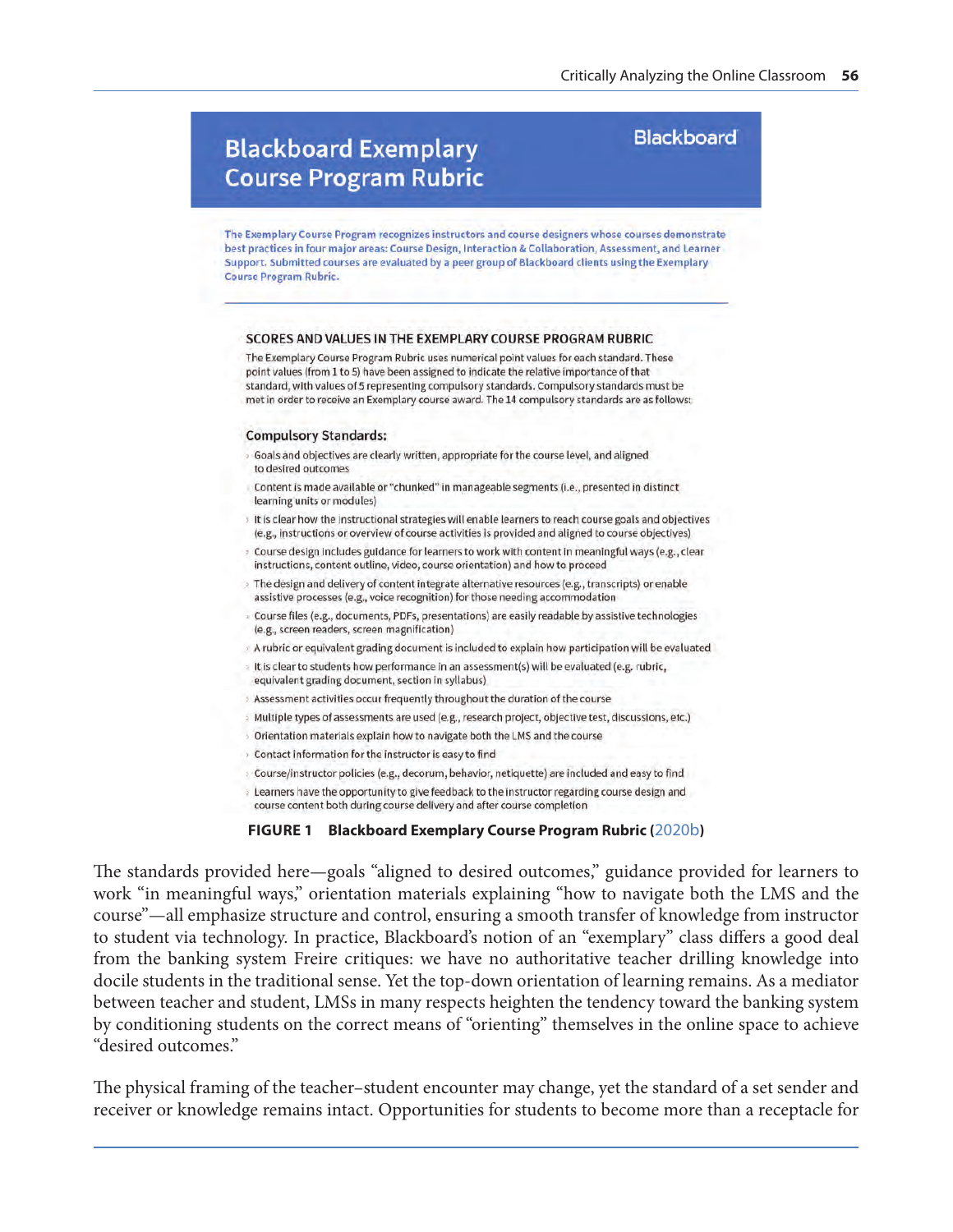## Blackboard Exemplary Course Program Rubric

Blackboard

The Exemplary Course Program recognizes instructors and course designers whose courses demonstrate best practices in four major areas: Course Design, Interaction & Collaboration, Assessment, and Learner Support. Submitted courses are evaluated by a peer group of Blackboard clients using the Exemplary Course Program Rubric.

### SCORES AND VALUES IN THE EXEMPLARY COURSE PROGRAM RUBRIC

The Exemplary Course Program Rubric uses numerical point values for each standard. These point values (from 1 to 5) have been assigned to indicate the relative importance of that standard, with values of 5 representing compulsory standards. Compulsory standards must be met in order to receive an Exemplary course award. The 14 compulsory standards are as follows:

### Compulsory Standards:

- Goals and objectives are clearly written, appropriate for the course level, and aligned to desired outcomes
- Content is made available or "chunked" in manageable segments (i.e., presented in distinct learning units or modules)
- It is clear how the instructional strategies will enable learners to reach course goals and objectives (e.g., instructions or overview of course activities is provided and aligned to course objectives)
- Course design includes guidance for learners to work with content in meaningful ways (e.g., clear instructions, content outline, video, course orientation) and how to proceed
- The design and delivery of content integrate alternative resources (e.g., transcripts) or enable assistive processes (e.g., voice recognition) for those needing accommodation
- Course files (e.g., documents, PDFs, presentations) are easily readable by assistive technologies (e.g., screen readers, screen magnification)
- A rubric or equivalent grading document is included to explain how participation will be evaluated
- It is clear to students how performance in an assessment(s) will be evaluated (e.g. rubric, equivalent grading document, section in syllabus)
- Assessment activities occur frequently throughout the duration of the course
- Multiple types of assessments are used (e.g., research project, objective test, discussions, etc.)
- Orientation materials explain how to navigate both the LMS and the course
- Contact information for the instructor is easy to find
- Course/instructor policies (e.g., decorum, behavior, netiquette) are included and easy to find
- Learners have the opportunity to give feedback to the instructor regarding course design and course content both during course delivery and after course completion

**FIGURE 1 Blackboard Exemplary Course Program Rubric (2020b)**

The standards provided here—goals "aligned to desired outcomes," guidance provided for learners to work "in meaningful ways," orientation materials explaining "how to navigate both the LMS and the course"—all emphasize structure and control, ensuring a smooth transfer of knowledge from instructor to student via technology. In practice, Blackboard's notion of an "exemplary" class differs a good deal from the banking system Freire critiques: we have no authoritative teacher drilling knowledge into docile students in the traditional sense. Yet the top-down orientation of learning remains. As a mediator between teacher and student, LMSs in many respects heighten the tendency toward the banking system by conditioning students on the correct means of "orienting" themselves in the online space to achieve "desired outcomes."

The physical framing of the teacher–student encounter may change, yet the standard of a set sender and receiver or knowledge remains intact. Opportunities for students to become more than a receptacle for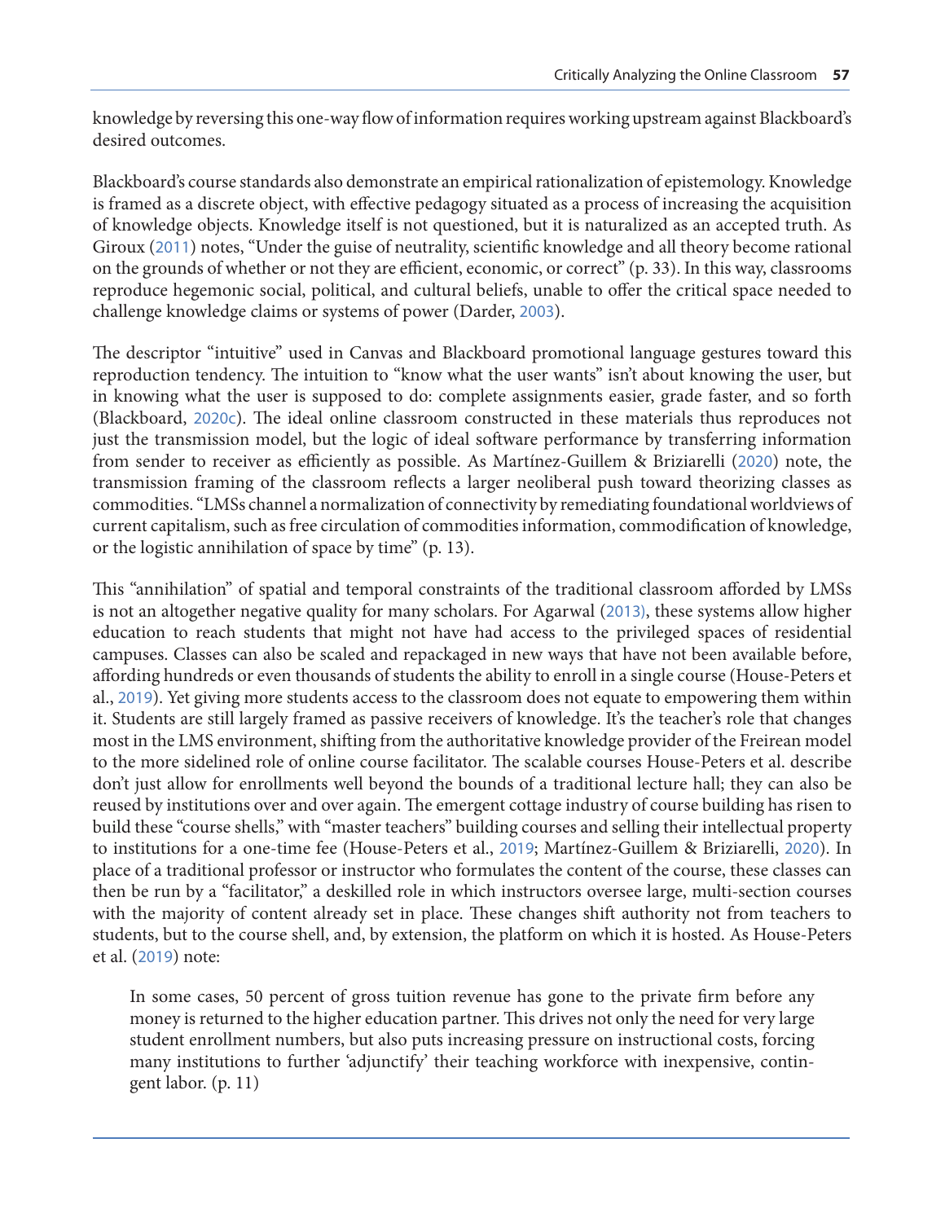knowledge by reversing this one-way flow of information requires working upstream against Blackboard's desired outcomes.

Blackboard's course standards also demonstrate an empirical rationalization of epistemology. Knowledge is framed as a discrete object, with effective pedagogy situated as a process of increasing the acquisition of knowledge objects. Knowledge itself is not questioned, but it is naturalized as an accepted truth. As Giroux (2011) notes, "Under the guise of neutrality, scientific knowledge and all theory become rational on the grounds of whether or not they are efficient, economic, or correct" (p. 33). In this way, classrooms reproduce hegemonic social, political, and cultural beliefs, unable to offer the critical space needed to challenge knowledge claims or systems of power (Darder, 2003).

The descriptor "intuitive" used in Canvas and Blackboard promotional language gestures toward this reproduction tendency. The intuition to "know what the user wants" isn't about knowing the user, but in knowing what the user is supposed to do: complete assignments easier, grade faster, and so forth (Blackboard, 2020c). The ideal online classroom constructed in these materials thus reproduces not just the transmission model, but the logic of ideal software performance by transferring information from sender to receiver as efficiently as possible. As Martínez-Guillem & Briziarelli (2020) note, the transmission framing of the classroom reflects a larger neoliberal push toward theorizing classes as commodities. "LMSs channel a normalization of connectivity by remediating foundational worldviews of current capitalism, such as free circulation of commodities information, commodification of knowledge, or the logistic annihilation of space by time" (p. 13).

This "annihilation" of spatial and temporal constraints of the traditional classroom afforded by LMSs is not an altogether negative quality for many scholars. For Agarwal (2013), these systems allow higher education to reach students that might not have had access to the privileged spaces of residential campuses. Classes can also be scaled and repackaged in new ways that have not been available before, affording hundreds or even thousands of students the ability to enroll in a single course (House-Peters et al., 2019). Yet giving more students access to the classroom does not equate to empowering them within it. Students are still largely framed as passive receivers of knowledge. It's the teacher's role that changes most in the LMS environment, shifting from the authoritative knowledge provider of the Freirean model to the more sidelined role of online course facilitator. The scalable courses House-Peters et al. describe don't just allow for enrollments well beyond the bounds of a traditional lecture hall; they can also be reused by institutions over and over again. The emergent cottage industry of course building has risen to build these "course shells," with "master teachers" building courses and selling their intellectual property to institutions for a one-time fee (House-Peters et al., 2019; Martínez-Guillem & Briziarelli, 2020). In place of a traditional professor or instructor who formulates the content of the course, these classes can then be run by a "facilitator," a deskilled role in which instructors oversee large, multi-section courses with the majority of content already set in place. These changes shift authority not from teachers to students, but to the course shell, and, by extension, the platform on which it is hosted. As House-Peters et al. (2019) note:

> In some cases, 50 percent of gross tuition revenue has gone to the private firm before any money is returned to the higher education partner. This drives not only the need for very large student enrollment numbers, but also puts increasing pressure on instructional costs, forcing many institutions to further 'adjunctify' their teaching workforce with inexpensive, contingent labor. (p. 11)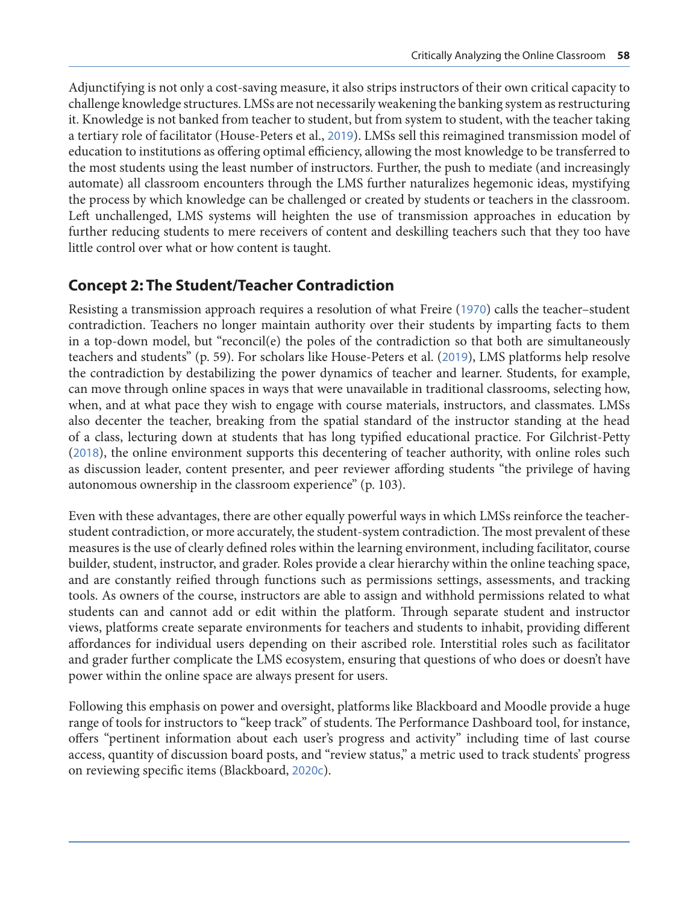Adjunctifying is not only a cost-saving measure, it also strips instructors of their own critical capacity to challenge knowledge structures. LMSs are not necessarily weakening the banking system as restructuring it. Knowledge is not banked from teacher to student, but from system to student, with the teacher taking a tertiary role of facilitator (House-Peters et al., 2019). LMSs sell this reimagined transmission model of education to institutions as offering optimal efficiency, allowing the most knowledge to be transferred to the most students using the least number of instructors. Further, the push to mediate (and increasingly automate) all classroom encounters through the LMS further naturalizes hegemonic ideas, mystifying the process by which knowledge can be challenged or created by students or teachers in the classroom. Left unchallenged, LMS systems will heighten the use of transmission approaches in education by further reducing students to mere receivers of content and deskilling teachers such that they too have little control over what or how content is taught.

## Concept 2: The Student/Teacher Contradiction

Resisting a transmission approach requires a resolution of what Freire (1970) calls the teacher–student contradiction. Teachers no longer maintain authority over their students by imparting facts to them in a top-down model, but "reconcil(e) the poles of the contradiction so that both are simultaneously teachers and students" (p. 59). For scholars like House-Peters et al. (2019), LMS platforms help resolve the contradiction by destabilizing the power dynamics of teacher and learner. Students, for example, can move through online spaces in ways that were unavailable in traditional classrooms, selecting how, when, and at what pace they wish to engage with course materials, instructors, and classmates. LMSs also decenter the teacher, breaking from the spatial standard of the instructor standing at the head of a class, lecturing down at students that has long typified educational practice. For Gilchrist-Petty (2018), the online environment supports this decentering of teacher authority, with online roles such as discussion leader, content presenter, and peer reviewer affording students "the privilege of having autonomous ownership in the classroom experience" (p. 103).

Even with these advantages, there are other equally powerful ways in which LMSs reinforce the teacher-student contradiction, or more accurately, the student-system contradiction. The most prevalent of these measures is the use of clearly defined roles within the learning environment, including facilitator, course builder, student, instructor, and grader. Roles provide a clear hierarchy within the online teaching space, and are constantly reified through functions such as permissions settings, assessments, and tracking tools. As owners of the course, instructors are able to assign and withhold permissions related to what students can and cannot add or edit within the platform. Through separate student and instructor views, platforms create separate environments for teachers and students to inhabit, providing different affordances for individual users depending on their ascribed role. Interstitial roles such as facilitator and grader further complicate the LMS ecosystem, ensuring that questions of who does or doesn't have power within the online space are always present for users.

Following this emphasis on power and oversight, platforms like Blackboard and Moodle provide a huge range of tools for instructors to "keep track" of students. The Performance Dashboard tool, for instance, offers "pertinent information about each user's progress and activity" including time of last course access, quantity of discussion board posts, and "review status," a metric used to track students' progress on reviewing specific items (Blackboard, 2020c).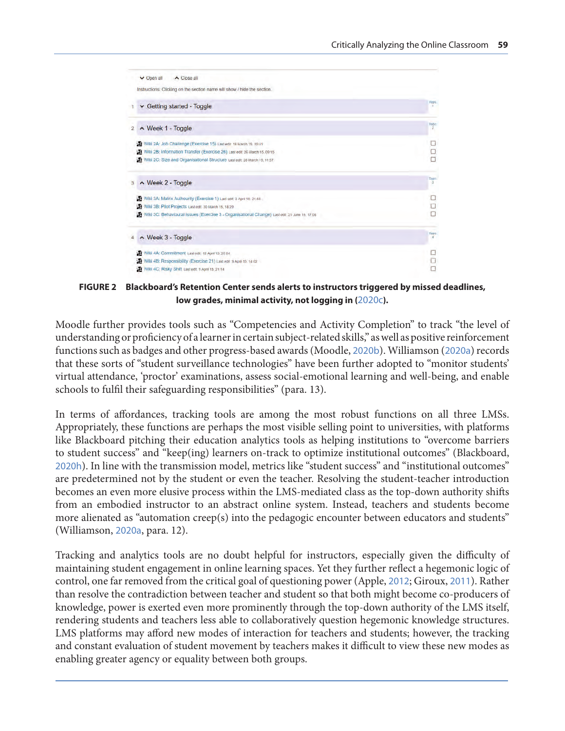FIGURE 2 **Blackboard's Retention Center sends alerts to instructors triggered by missed deadlines, low grades, minimal activity, not logging in (2020c).**

Moodle further provides tools such as "Competencies and Activity Completion" to track "the level of understanding or proficiency of a learner in certain subject-related skills," as well as positive reinforcement functions such as badges and other progress-based awards (Moodle, 2020b). Williamson (2020a) records that these sorts of "student surveillance technologies" have been further adopted to "monitor students' virtual attendance, 'proctor' examinations, assess social-emotional learning and well-being, and enable schools to fulfil their safeguarding responsibilities" (para. 13).

In terms of affordances, tracking tools are among the most robust functions on all three LMSs. Appropriately, these functions are perhaps the most visible selling point to universities, with platforms like Blackboard pitching their education analytics tools as helping institutions to "overcome barriers to student success" and "keep(ing) learners on-track to optimize institutional outcomes" (Blackboard, 2020h). In line with the transmission model, metrics like "student success" and "institutional outcomes" are predetermined not by the student or even the teacher. Resolving the student-teacher introduction becomes an even more elusive process within the LMS-mediated class as the top-down authority shifts from an embodied instructor to an abstract online system. Instead, teachers and students become more alienated as "automation creep(s) into the pedagogic encounter between educators and students" (Williamson, 2020a, para. 12).

Tracking and analytics tools are no doubt helpful for instructors, especially given the difficulty of maintaining student engagement in online learning spaces. Yet they further reflect a hegemonic logic of control, one far removed from the critical goal of questioning power (Apple, 2012; Giroux, 2011). Rather than resolve the contradiction between teacher and student so that both might become co-producers of knowledge, power is exerted even more prominently through the top-down authority of the LMS itself, rendering students and teachers less able to collaboratively question hegemonic knowledge structures. LMS platforms may afford new modes of interaction for teachers and students; however, the tracking and constant evaluation of student movement by teachers makes it difficult to view these new modes as enabling greater agency or equality between both groups.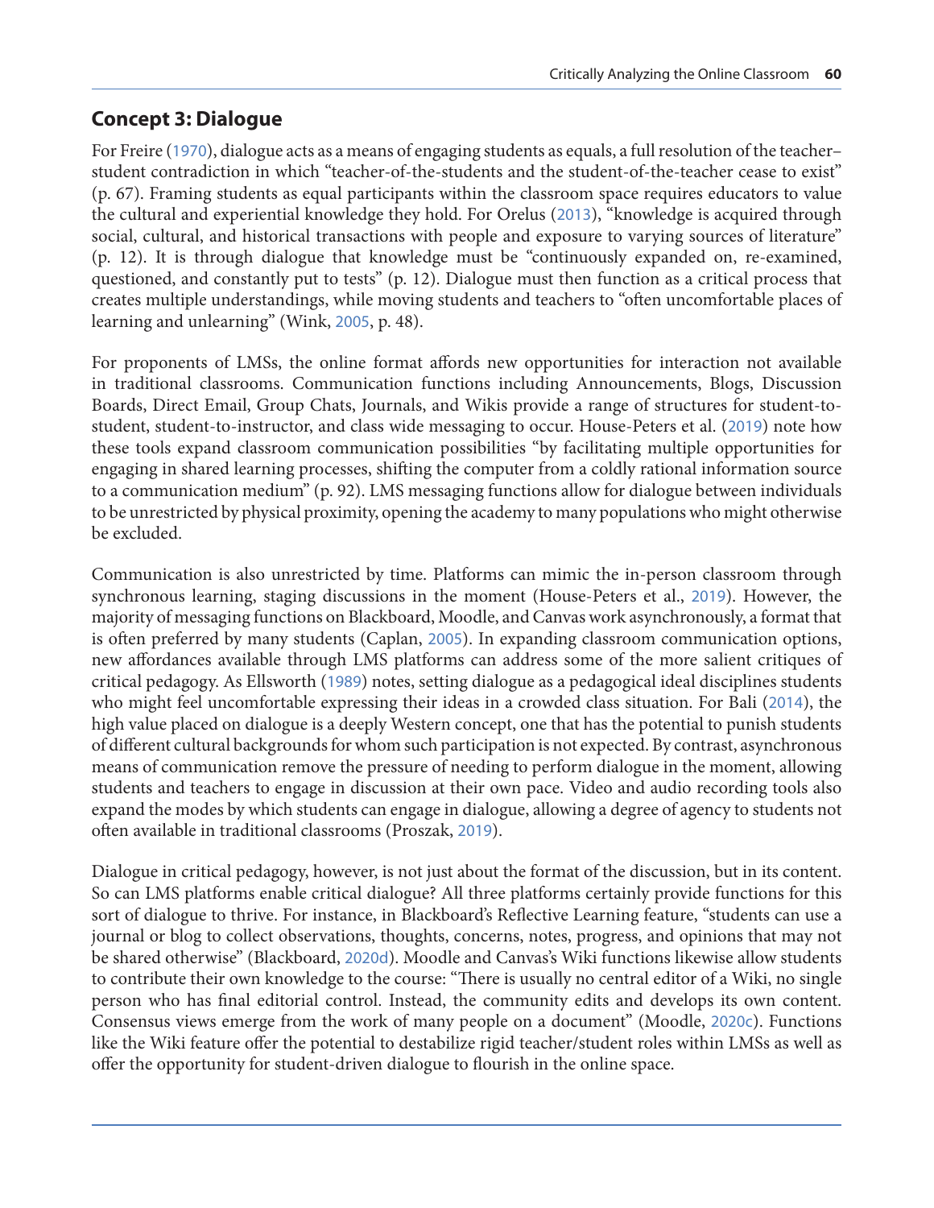## Concept 3: Dialogue

For Freire (1970), dialogue acts as a means of engaging students as equals, a full resolution of the teacher–student contradiction in which "teacher-of-the-students and the student-of-the-teacher cease to exist" (p. 67). Framing students as equal participants within the classroom space requires educators to value the cultural and experiential knowledge they hold. For Orelus (2013), "knowledge is acquired through social, cultural, and historical transactions with people and exposure to varying sources of literature" (p. 12). It is through dialogue that knowledge must be "continuously expanded on, re-examined, questioned, and constantly put to tests" (p. 12). Dialogue must then function as a critical process that creates multiple understandings, while moving students and teachers to "often uncomfortable places of learning and unlearning" (Wink, 2005, p. 48).

For proponents of LMSs, the online format affords new opportunities for interaction not available in traditional classrooms. Communication functions including Announcements, Blogs, Discussion Boards, Direct Email, Group Chats, Journals, and Wikis provide a range of structures for student-to-student, student-to-instructor, and class wide messaging to occur. House-Peters et al. (2019) note how these tools expand classroom communication possibilities "by facilitating multiple opportunities for engaging in shared learning processes, shifting the computer from a coldly rational information source to a communication medium" (p. 92). LMS messaging functions allow for dialogue between individuals to be unrestricted by physical proximity, opening the academy to many populations who might otherwise be excluded.

Communication is also unrestricted by time. Platforms can mimic the in-person classroom through synchronous learning, staging discussions in the moment (House-Peters et al., 2019). However, the majority of messaging functions on Blackboard, Moodle, and Canvas work asynchronously, a format that is often preferred by many students (Caplan, 2005). In expanding classroom communication options, new affordances available through LMS platforms can address some of the more salient critiques of critical pedagogy. As Ellsworth (1989) notes, setting dialogue as a pedagogical ideal disciplines students who might feel uncomfortable expressing their ideas in a crowded class situation. For Bali (2014), the high value placed on dialogue is a deeply Western concept, one that has the potential to punish students of different cultural backgrounds for whom such participation is not expected. By contrast, asynchronous means of communication remove the pressure of needing to perform dialogue in the moment, allowing students and teachers to engage in discussion at their own pace. Video and audio recording tools also expand the modes by which students can engage in dialogue, allowing a degree of agency to students not often available in traditional classrooms (Proszak, 2019).

Dialogue in critical pedagogy, however, is not just about the format of the discussion, but in its content. So can LMS platforms enable critical dialogue? All three platforms certainly provide functions for this sort of dialogue to thrive. For instance, in Blackboard's Reflective Learning feature, "students can use a journal or blog to collect observations, thoughts, concerns, notes, progress, and opinions that may not be shared otherwise" (Blackboard, 2020d). Moodle and Canvas's Wiki functions likewise allow students to contribute their own knowledge to the course: "There is usually no central editor of a Wiki, no single person who has final editorial control. Instead, the community edits and develops its own content. Consensus views emerge from the work of many people on a document" (Moodle, 2020c). Functions like the Wiki feature offer the potential to destabilize rigid teacher/student roles within LMSs as well as offer the opportunity for student-driven dialogue to flourish in the online space.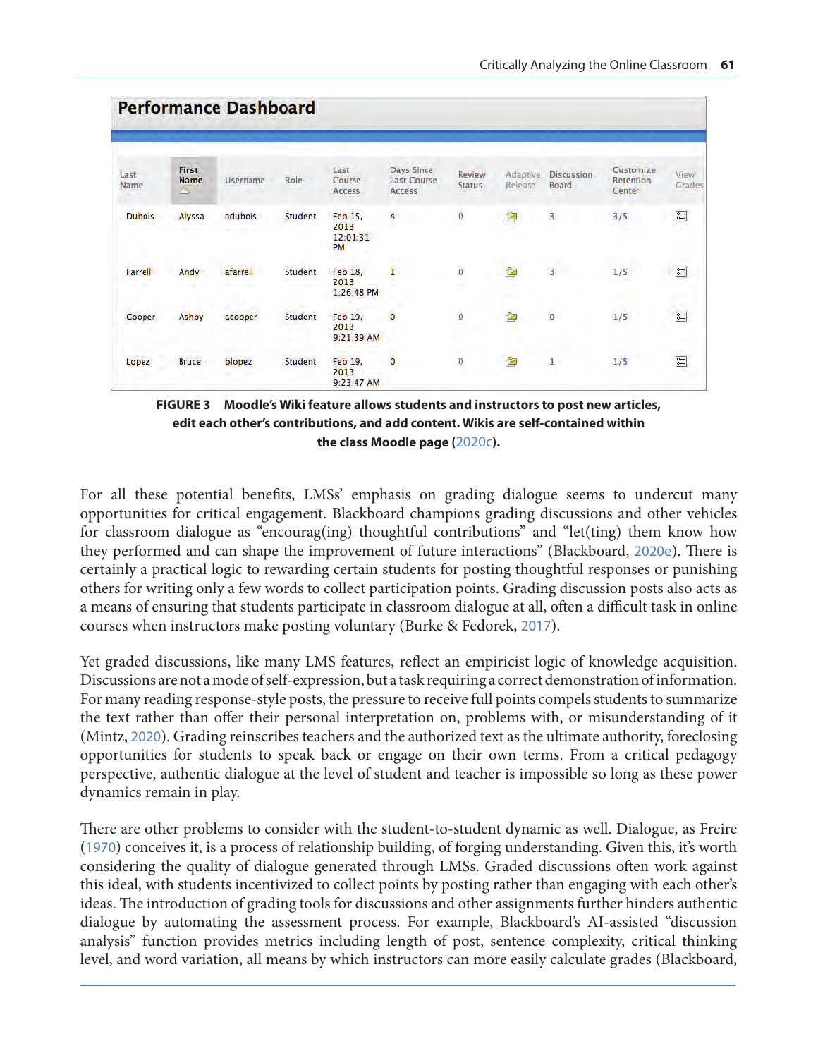## Performance Dashboard

| Last Name | First Name | Username | Role | Last Course Access | Days Since Last Course Access | Review Status | Adaptive Release | Discussion Board | Customize Retention Center | View Grades |
|---|---|---|---|---|---|---|---|---|---|---|
| Dubois | Alyssa | adubois | Student | Feb 15, 2013 12:01:31 PM | 4 | 0 | | 3 | 3/5 | |
| Farrell | Andy | afarrell | Student | Feb 18, 2013 1:26:48 PM | 1 | 0 | | 3 | 1/5 | |
| Cooper | Ashby | acooper | Student | Feb 19, 2013 9:21:39 AM | 0 | 0 | | 0 | 1/5 | |
| Lopez | Bruce | blopez | Student | Feb 19, 2013 9:23:47 AM | 0 | 0 | | 1 | 1/5 | |

**FIGURE 3 Moodle's Wiki feature allows students and instructors to post new articles, edit each other's contributions, and add content. Wikis are self-contained within the class Moodle page (2020c).**

For all these potential benefits, LMSs' emphasis on grading dialogue seems to undercut many opportunities for critical engagement. Blackboard champions grading discussions and other vehicles for classroom dialogue as "encourag(ing) thoughtful contributions" and "let(ting) them know how they performed and can shape the improvement of future interactions" (Blackboard, 2020e). There is certainly a practical logic to rewarding certain students for posting thoughtful responses or punishing others for writing only a few words to collect participation points. Grading discussion posts also acts as a means of ensuring that students participate in classroom dialogue at all, often a difficult task in online courses when instructors make posting voluntary (Burke & Fedorek, 2017).

Yet graded discussions, like many LMS features, reflect an empiricist logic of knowledge acquisition. Discussions are not a mode of self-expression, but a task requiring a correct demonstration of information. For many reading response-style posts, the pressure to receive full points compels students to summarize the text rather than offer their personal interpretation on, problems with, or misunderstanding of it (Mintz, 2020). Grading reinscribes teachers and the authorized text as the ultimate authority, foreclosing opportunities for students to speak back or engage on their own terms. From a critical pedagogy perspective, authentic dialogue at the level of student and teacher is impossible so long as these power dynamics remain in play.

There are other problems to consider with the student-to-student dynamic as well. Dialogue, as Freire (1970) conceives it, is a process of relationship building, of forging understanding. Given this, it's worth considering the quality of dialogue generated through LMSs. Graded discussions often work against this ideal, with students incentivized to collect points by posting rather than engaging with each other's ideas. The introduction of grading tools for discussions and other assignments further hinders authentic dialogue by automating the assessment process. For example, Blackboard's AI-assisted "discussion analysis" function provides metrics including length of post, sentence complexity, critical thinking level, and word variation, all means by which instructors can more easily calculate grades (Blackboard,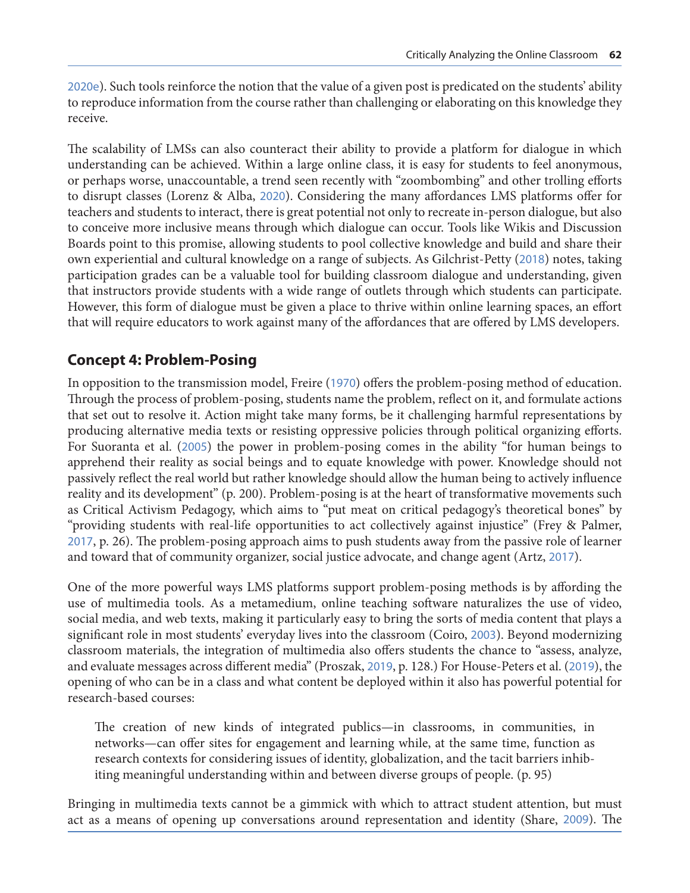2020e). Such tools reinforce the notion that the value of a given post is predicated on the students' ability to reproduce information from the course rather than challenging or elaborating on this knowledge they receive.

The scalability of LMSs can also counteract their ability to provide a platform for dialogue in which understanding can be achieved. Within a large online class, it is easy for students to feel anonymous, or perhaps worse, unaccountable, a trend seen recently with "zoombombing" and other trolling efforts to disrupt classes (Lorenz & Alba, 2020). Considering the many affordances LMS platforms offer for teachers and students to interact, there is great potential not only to recreate in-person dialogue, but also to conceive more inclusive means through which dialogue can occur. Tools like Wikis and Discussion Boards point to this promise, allowing students to pool collective knowledge and build and share their own experiential and cultural knowledge on a range of subjects. As Gilchrist-Petty (2018) notes, taking participation grades can be a valuable tool for building classroom dialogue and understanding, given that instructors provide students with a wide range of outlets through which students can participate. However, this form of dialogue must be given a place to thrive within online learning spaces, an effort that will require educators to work against many of the affordances that are offered by LMS developers.

## Concept 4: Problem-Posing

In opposition to the transmission model, Freire (1970) offers the problem-posing method of education. Through the process of problem-posing, students name the problem, reflect on it, and formulate actions that set out to resolve it. Action might take many forms, be it challenging harmful representations by producing alternative media texts or resisting oppressive policies through political organizing efforts. For Suoranta et al. (2005) the power in problem-posing comes in the ability "for human beings to apprehend their reality as social beings and to equate knowledge with power. Knowledge should not passively reflect the real world but rather knowledge should allow the human being to actively influence reality and its development" (p. 200). Problem-posing is at the heart of transformative movements such as Critical Activism Pedagogy, which aims to "put meat on critical pedagogy's theoretical bones" by "providing students with real-life opportunities to act collectively against injustice" (Frey & Palmer, 2017, p. 26). The problem-posing approach aims to push students away from the passive role of learner and toward that of community organizer, social justice advocate, and change agent (Artz, 2017).

One of the more powerful ways LMS platforms support problem-posing methods is by affording the use of multimedia tools. As a metamedium, online teaching software naturalizes the use of video, social media, and web texts, making it particularly easy to bring the sorts of media content that plays a significant role in most students' everyday lives into the classroom (Coiro, 2003). Beyond modernizing classroom materials, the integration of multimedia also offers students the chance to "assess, analyze, and evaluate messages across different media" (Proszak, 2019, p. 128.) For House-Peters et al. (2019), the opening of who can be in a class and what content be deployed within it also has powerful potential for research-based courses:

> The creation of new kinds of integrated publics—in classrooms, in communities, in networks—can offer sites for engagement and learning while, at the same time, function as research contexts for considering issues of identity, globalization, and the tacit barriers inhibiting meaningful understanding within and between diverse groups of people. (p. 95)

Bringing in multimedia texts cannot be a gimmick with which to attract student attention, but must act as a means of opening up conversations around representation and identity (Share, 2009). The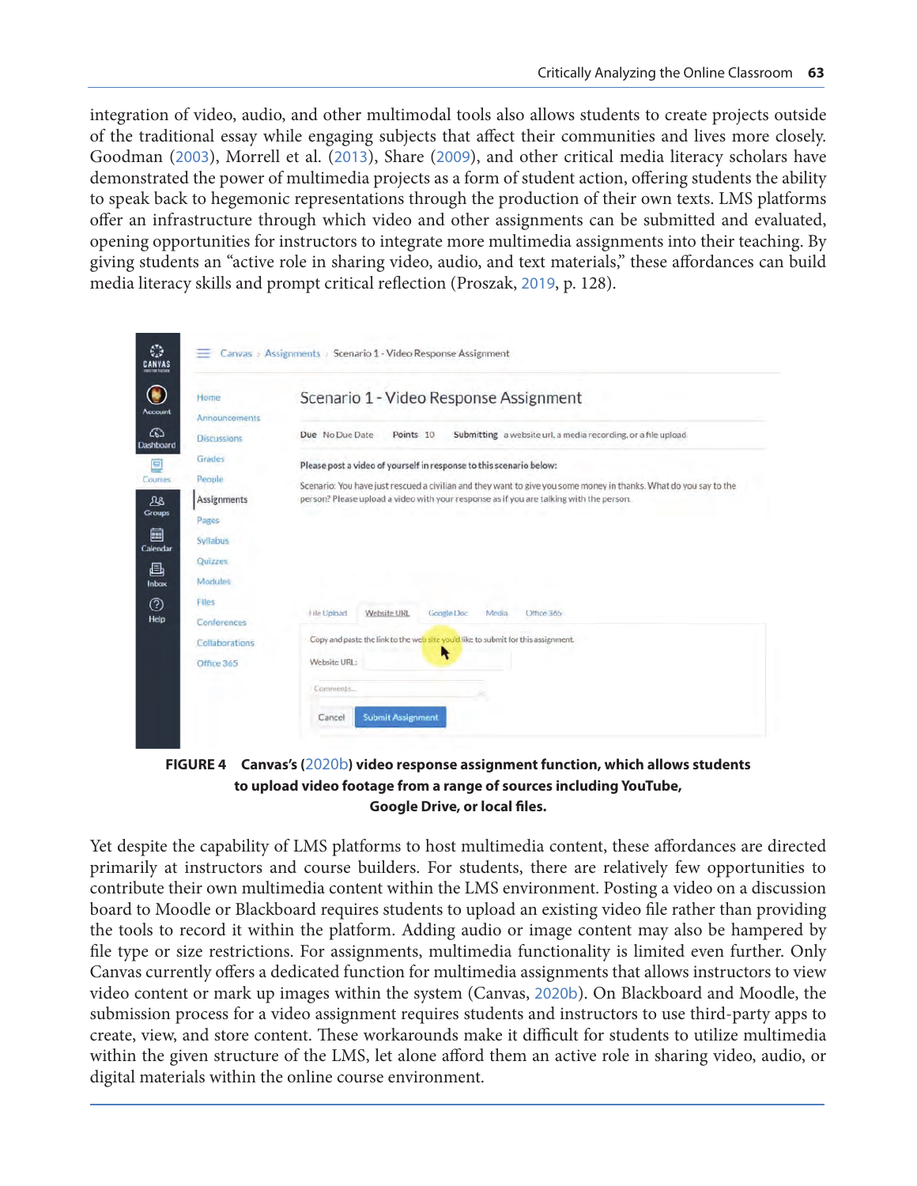integration of video, audio, and other multimodal tools also allows students to create projects outside of the traditional essay while engaging subjects that affect their communities and lives more closely. Goodman (2003), Morrell et al. (2013), Share (2009), and other critical media literacy scholars have demonstrated the power of multimedia projects as a form of student action, offering students the ability to speak back to hegemonic representations through the production of their own texts. LMS platforms offer an infrastructure through which video and other assignments can be submitted and evaluated, opening opportunities for instructors to integrate more multimedia assignments into their teaching. By giving students an "active role in sharing video, audio, and text materials," these affordances can build media literacy skills and prompt critical reflection (Proszak, 2019, p. 128).

**FIGURE 4 Canvas's (2020b) video response assignment function, which allows students to upload video footage from a range of sources including YouTube, Google Drive, or local files.**

Yet despite the capability of LMS platforms to host multimedia content, these affordances are directed primarily at instructors and course builders. For students, there are relatively few opportunities to contribute their own multimedia content within the LMS environment. Posting a video on a discussion board to Moodle or Blackboard requires students to upload an existing video file rather than providing the tools to record it within the platform. Adding audio or image content may also be hampered by file type or size restrictions. For assignments, multimedia functionality is limited even further. Only Canvas currently offers a dedicated function for multimedia assignments that allows instructors to view video content or mark up images within the system (Canvas, 2020b). On Blackboard and Moodle, the submission process for a video assignment requires students and instructors to use third-party apps to create, view, and store content. These workarounds make it difficult for students to utilize multimedia within the given structure of the LMS, let alone afford them an active role in sharing video, audio, or digital materials within the online course environment.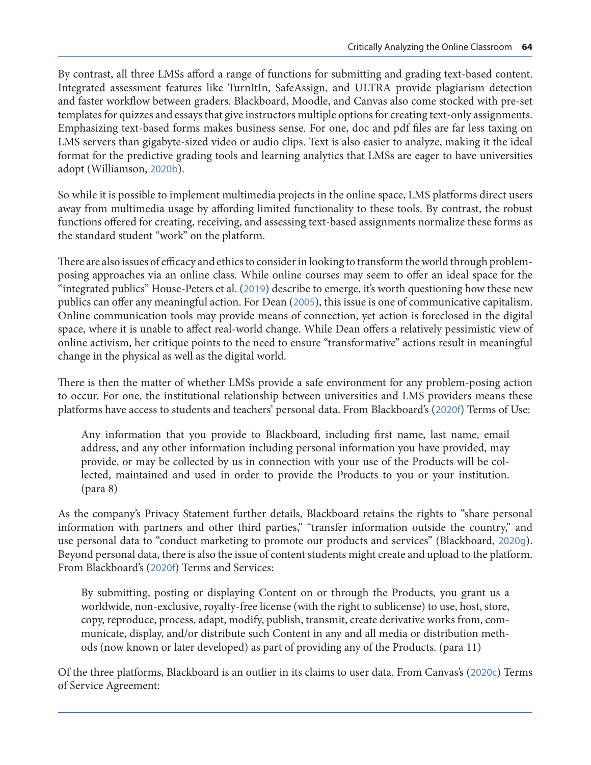By contrast, all three LMSs afford a range of functions for submitting and grading text-based content. Integrated assessment features like TurnItIn, SafeAssign, and ULTRA provide plagiarism detection and faster workflow between graders. Blackboard, Moodle, and Canvas also come stocked with pre-set templates for quizzes and essays that give instructors multiple options for creating text-only assignments. Emphasizing text-based forms makes business sense. For one, doc and pdf files are far less taxing on LMS servers than gigabyte-sized video or audio clips. Text is also easier to analyze, making it the ideal format for the predictive grading tools and learning analytics that LMSs are eager to have universities adopt (Williamson, 2020b).

So while it is possible to implement multimedia projects in the online space, LMS platforms direct users away from multimedia usage by affording limited functionality to these tools. By contrast, the robust functions offered for creating, receiving, and assessing text-based assignments normalize these forms as the standard student "work" on the platform.

There are also issues of efficacy and ethics to consider in looking to transform the world through problem-posing approaches via an online class. While online courses may seem to offer an ideal space for the "integrated publics" House-Peters et al. (2019) describe to emerge, it's worth questioning how these new publics can offer any meaningful action. For Dean (2005), this issue is one of communicative capitalism. Online communication tools may provide means of connection, yet action is foreclosed in the digital space, where it is unable to affect real-world change. While Dean offers a relatively pessimistic view of online activism, her critique points to the need to ensure "transformative" actions result in meaningful change in the physical as well as the digital world.

There is then the matter of whether LMSs provide a safe environment for any problem-posing action to occur. For one, the institutional relationship between universities and LMS providers means these platforms have access to students and teachers' personal data. From Blackboard's (2020f) Terms of Use:

> Any information that you provide to Blackboard, including first name, last name, email address, and any other information including personal information you have provided, may provide, or may be collected by us in connection with your use of the Products will be collected, maintained and used in order to provide the Products to you or your institution. (para 8)

As the company's Privacy Statement further details, Blackboard retains the rights to "share personal information with partners and other third parties," "transfer information outside the country," and use personal data to "conduct marketing to promote our products and services" (Blackboard, 2020g). Beyond personal data, there is also the issue of content students might create and upload to the platform. From Blackboard's (2020f) Terms and Services:

> By submitting, posting or displaying Content on or through the Products, you grant us a worldwide, non-exclusive, royalty-free license (with the right to sublicense) to use, host, store, copy, reproduce, process, adapt, modify, publish, transmit, create derivative works from, communicate, display, and/or distribute such Content in any and all media or distribution methods (now known or later developed) as part of providing any of the Products. (para 11)

Of the three platforms, Blackboard is an outlier in its claims to user data. From Canvas's (2020c) Terms of Service Agreement: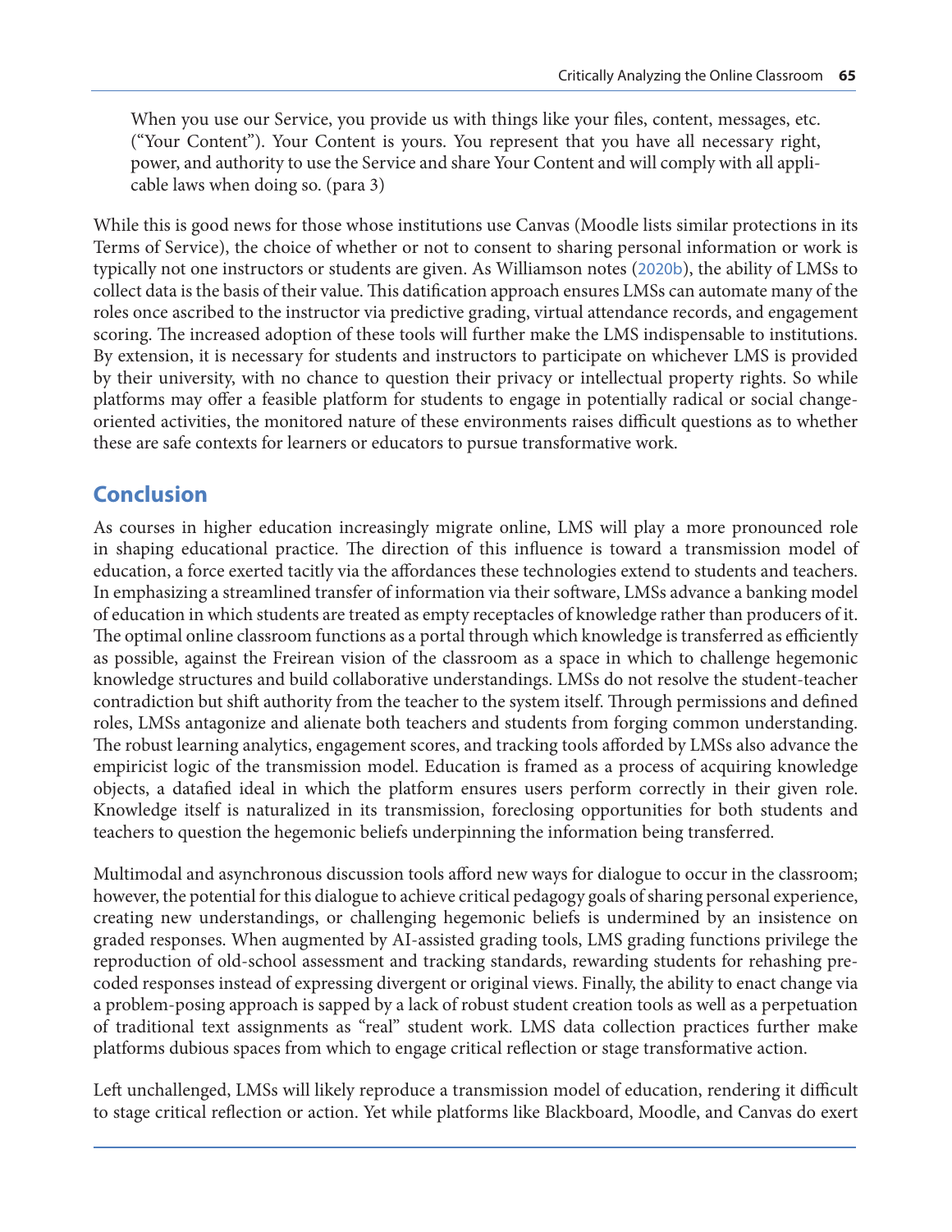> When you use our Service, you provide us with things like your files, content, messages, etc. ("Your Content"). Your Content is yours. You represent that you have all necessary right, power, and authority to use the Service and share Your Content and will comply with all applicable laws when doing so. (para 3)

While this is good news for those whose institutions use Canvas (Moodle lists similar protections in its Terms of Service), the choice of whether or not to consent to sharing personal information or work is typically not one instructors or students are given. As Williamson notes (2020b), the ability of LMSs to collect data is the basis of their value. This datification approach ensures LMSs can automate many of the roles once ascribed to the instructor via predictive grading, virtual attendance records, and engagement scoring. The increased adoption of these tools will further make the LMS indispensable to institutions. By extension, it is necessary for students and instructors to participate on whichever LMS is provided by their university, with no chance to question their privacy or intellectual property rights. So while platforms may offer a feasible platform for students to engage in potentially radical or social change-oriented activities, the monitored nature of these environments raises difficult questions as to whether these are safe contexts for learners or educators to pursue transformative work.

## Conclusion

As courses in higher education increasingly migrate online, LMS will play a more pronounced role in shaping educational practice. The direction of this influence is toward a transmission model of education, a force exerted tacitly via the affordances these technologies extend to students and teachers. In emphasizing a streamlined transfer of information via their software, LMSs advance a banking model of education in which students are treated as empty receptacles of knowledge rather than producers of it. The optimal online classroom functions as a portal through which knowledge is transferred as efficiently as possible, against the Freirean vision of the classroom as a space in which to challenge hegemonic knowledge structures and build collaborative understandings. LMSs do not resolve the student-teacher contradiction but shift authority from the teacher to the system itself. Through permissions and defined roles, LMSs antagonize and alienate both teachers and students from forging common understanding. The robust learning analytics, engagement scores, and tracking tools afforded by LMSs also advance the empiricist logic of the transmission model. Education is framed as a process of acquiring knowledge objects, a datafied ideal in which the platform ensures users perform correctly in their given role. Knowledge itself is naturalized in its transmission, foreclosing opportunities for both students and teachers to question the hegemonic beliefs underpinning the information being transferred.

Multimodal and asynchronous discussion tools afford new ways for dialogue to occur in the classroom; however, the potential for this dialogue to achieve critical pedagogy goals of sharing personal experience, creating new understandings, or challenging hegemonic beliefs is undermined by an insistence on graded responses. When augmented by AI-assisted grading tools, LMS grading functions privilege the reproduction of old-school assessment and tracking standards, rewarding students for rehashing pre-coded responses instead of expressing divergent or original views. Finally, the ability to enact change via a problem-posing approach is sapped by a lack of robust student creation tools as well as a perpetuation of traditional text assignments as "real" student work. LMS data collection practices further make platforms dubious spaces from which to engage critical reflection or stage transformative action.

Left unchallenged, LMSs will likely reproduce a transmission model of education, rendering it difficult to stage critical reflection or action. Yet while platforms like Blackboard, Moodle, and Canvas do exert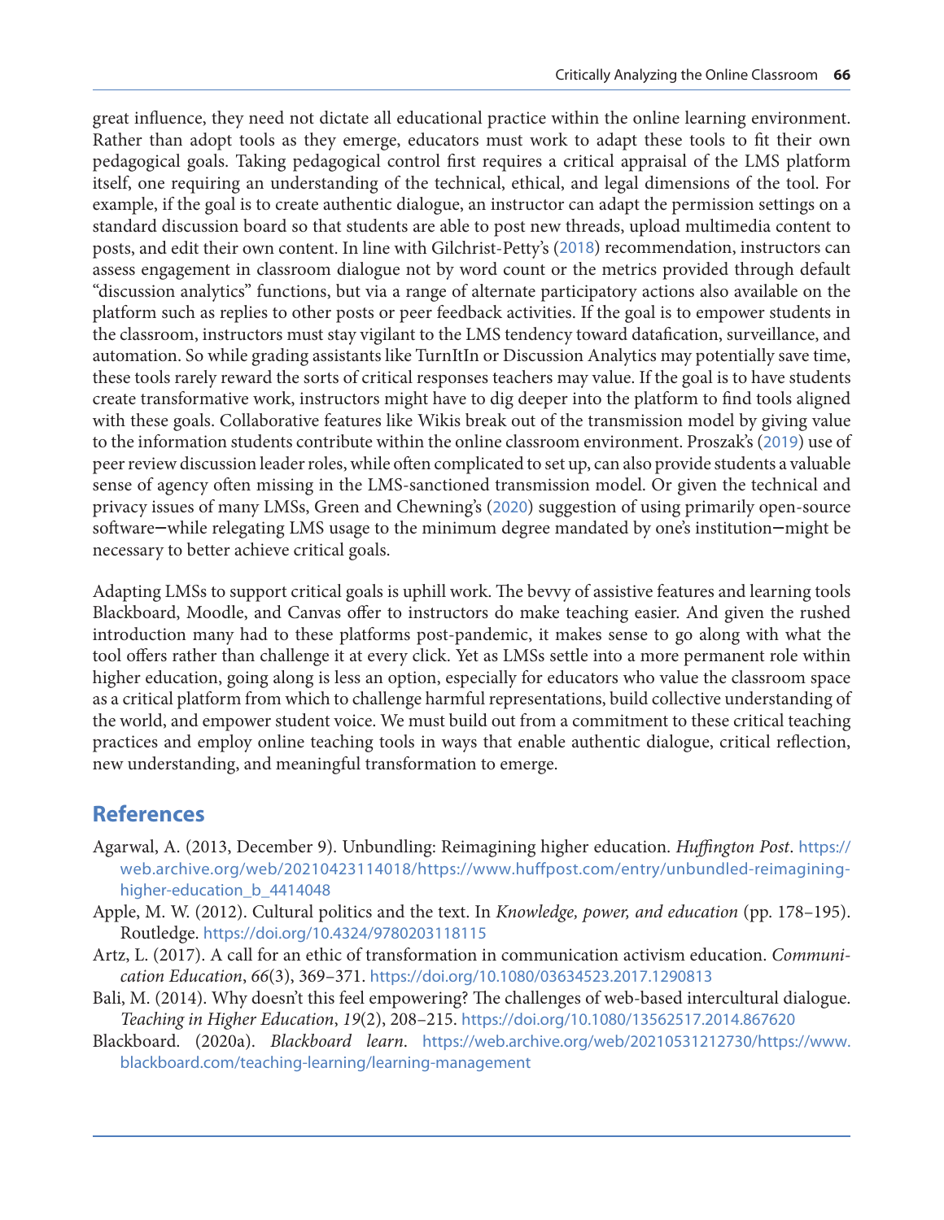great influence, they need not dictate all educational practice within the online learning environment. Rather than adopt tools as they emerge, educators must work to adapt these tools to fit their own pedagogical goals. Taking pedagogical control first requires a critical appraisal of the LMS platform itself, one requiring an understanding of the technical, ethical, and legal dimensions of the tool. For example, if the goal is to create authentic dialogue, an instructor can adapt the permission settings on a standard discussion board so that students are able to post new threads, upload multimedia content to posts, and edit their own content. In line with Gilchrist-Petty's (2018) recommendation, instructors can assess engagement in classroom dialogue not by word count or the metrics provided through default "discussion analytics" functions, but via a range of alternate participatory actions also available on the platform such as replies to other posts or peer feedback activities. If the goal is to empower students in the classroom, instructors must stay vigilant to the LMS tendency toward datafication, surveillance, and automation. So while grading assistants like TurnItIn or Discussion Analytics may potentially save time, these tools rarely reward the sorts of critical responses teachers may value. If the goal is to have students create transformative work, instructors might have to dig deeper into the platform to find tools aligned with these goals. Collaborative features like Wikis break out of the transmission model by giving value to the information students contribute within the online classroom environment. Proszak's (2019) use of peer review discussion leader roles, while often complicated to set up, can also provide students a valuable sense of agency often missing in the LMS-sanctioned transmission model. Or given the technical and privacy issues of many LMSs, Green and Chewning's (2020) suggestion of using primarily open-source software—while relegating LMS usage to the minimum degree mandated by one's institution—might be necessary to better achieve critical goals.

Adapting LMSs to support critical goals is uphill work. The bevvy of assistive features and learning tools Blackboard, Moodle, and Canvas offer to instructors do make teaching easier. And given the rushed introduction many had to these platforms post-pandemic, it makes sense to go along with what the tool offers rather than challenge it at every click. Yet as LMSs settle into a more permanent role within higher education, going along is less an option, especially for educators who value the classroom space as a critical platform from which to challenge harmful representations, build collective understanding of the world, and empower student voice. We must build out from a commitment to these critical teaching practices and employ online teaching tools in ways that enable authentic dialogue, critical reflection, new understanding, and meaningful transformation to emerge.

## References

Agarwal, A. (2013, December 9). Unbundling: Reimagining higher education. *Huffington Post*. https://web.archive.org/web/20210423114018/https://www.huffpost.com/entry/unbundled-reimagining-higher-education_b_4414048

Apple, M. W. (2012). Cultural politics and the text. In *Knowledge, power, and education* (pp. 178–195). Routledge. https://doi.org/10.4324/9780203118115

Artz, L. (2017). A call for an ethic of transformation in communication activism education. *Communication Education*, *66*(3), 369–371. https://doi.org/10.1080/03634523.2017.1290813

Bali, M. (2014). Why doesn't this feel empowering? The challenges of web-based intercultural dialogue. *Teaching in Higher Education*, *19*(2), 208–215. https://doi.org/10.1080/13562517.2014.867620

Blackboard. (2020a). *Blackboard learn*. https://web.archive.org/web/20210531212730/https://www.blackboard.com/teaching-learning/learning-management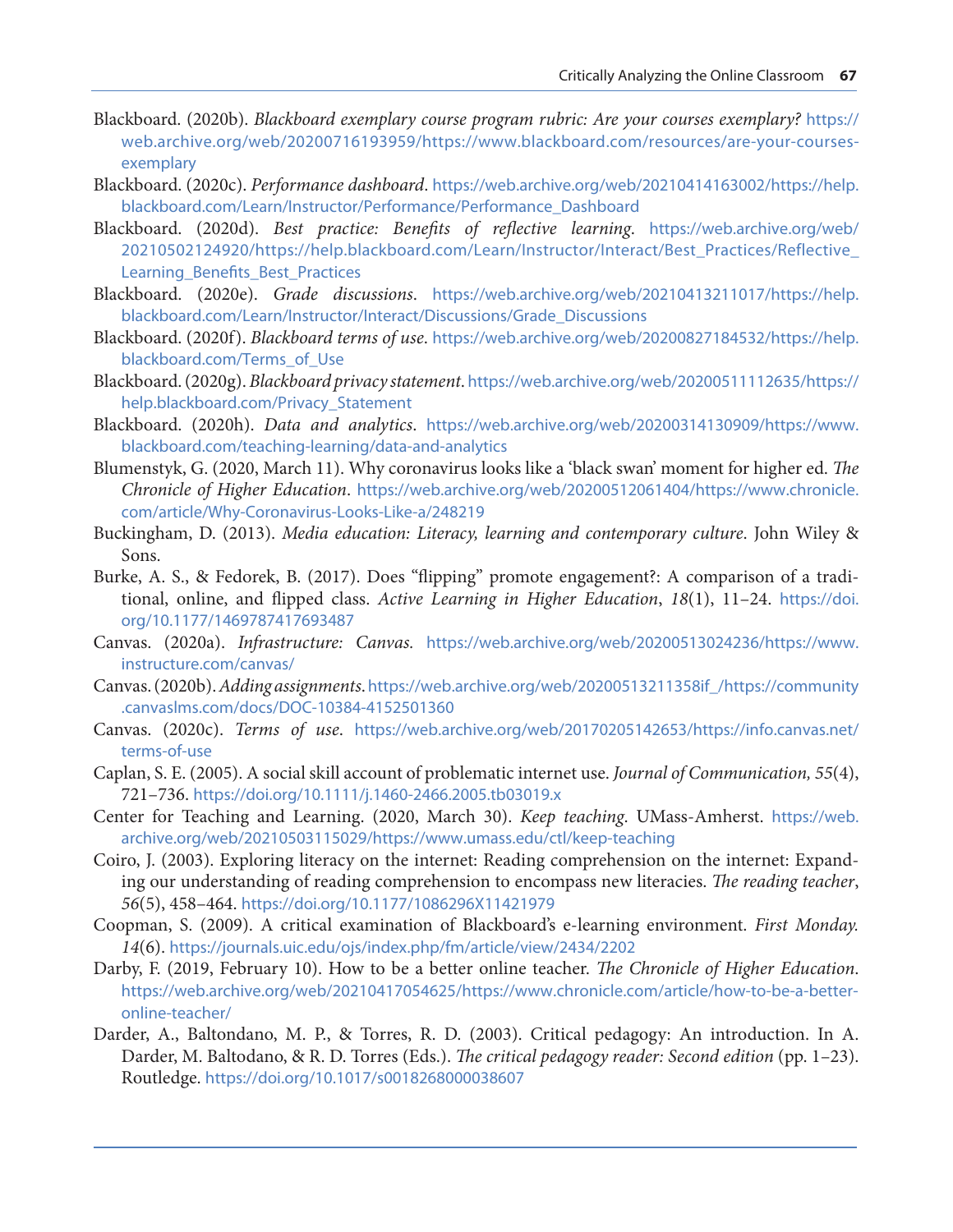Blackboard. (2020b). *Blackboard exemplary course program rubric: Are your courses exemplary?* https://web.archive.org/web/20200716193959/https://www.blackboard.com/resources/are-your-courses-exemplary

Blackboard. (2020c). *Performance dashboard*. https://web.archive.org/web/20210414163002/https://help.blackboard.com/Learn/Instructor/Performance/Performance_Dashboard

Blackboard. (2020d). *Best practice: Benefits of reflective learning*. https://web.archive.org/web/20210502124920/https://help.blackboard.com/Learn/Instructor/Interact/Best_Practices/Reflective_Learning_Benefits_Best_Practices

Blackboard. (2020e). *Grade discussions*. https://web.archive.org/web/20210413211017/https://help.blackboard.com/Learn/Instructor/Interact/Discussions/Grade_Discussions

Blackboard. (2020f). *Blackboard terms of use*. https://web.archive.org/web/20200827184532/https://help.blackboard.com/Terms_of_Use

Blackboard. (2020g). *Blackboard privacy statement*. https://web.archive.org/web/20200511112635/https://help.blackboard.com/Privacy_Statement

Blackboard. (2020h). *Data and analytics*. https://web.archive.org/web/20200314130909/https://www.blackboard.com/teaching-learning/data-and-analytics

Blumenstyk, G. (2020, March 11). Why coronavirus looks like a 'black swan' moment for higher ed. *The Chronicle of Higher Education*. https://web.archive.org/web/20200512061404/https://www.chronicle.com/article/Why-Coronavirus-Looks-Like-a/248219

Buckingham, D. (2013). *Media education: Literacy, learning and contemporary culture*. John Wiley & Sons.

Burke, A. S., & Fedorek, B. (2017). Does "flipping" promote engagement?: A comparison of a traditional, online, and flipped class. *Active Learning in Higher Education*, *18*(1), 11–24. https://doi.org/10.1177/1469787417693487

Canvas. (2020a). *Infrastructure: Canvas.* https://web.archive.org/web/20200513024236/https://www.instructure.com/canvas/

Canvas. (2020b). *Adding assignments*. https://web.archive.org/web/20200513211358if_/https://community.canvaslms.com/docs/DOC-10384-4152501360

Canvas. (2020c). *Terms of use*. https://web.archive.org/web/20170205142653/https://info.canvas.net/terms-of-use

Caplan, S. E. (2005). A social skill account of problematic internet use. *Journal of Communication, 55*(4), 721–736. https://doi.org/10.1111/j.1460-2466.2005.tb03019.x

Center for Teaching and Learning. (2020, March 30). *Keep teaching*. UMass-Amherst. https://web.archive.org/web/20210503115029/https://www.umass.edu/ctl/keep-teaching

Coiro, J. (2003). Exploring literacy on the internet: Reading comprehension on the internet: Expanding our understanding of reading comprehension to encompass new literacies. *The reading teacher*, *56*(5), 458–464. https://doi.org/10.1177/1086296X11421979

Coopman, S. (2009). A critical examination of Blackboard's e-learning environment. *First Monday. 14*(6). https://journals.uic.edu/ojs/index.php/fm/article/view/2434/2202

Darby, F. (2019, February 10). How to be a better online teacher. *The Chronicle of Higher Education*. https://web.archive.org/web/20210417054625/https://www.chronicle.com/article/how-to-be-a-better-online-teacher/

Darder, A., Baltondano, M. P., & Torres, R. D. (2003). Critical pedagogy: An introduction. In A. Darder, M. Baltodano, & R. D. Torres (Eds.). *The critical pedagogy reader: Second edition* (pp. 1–23). Routledge. https://doi.org/10.1017/s0018268000038607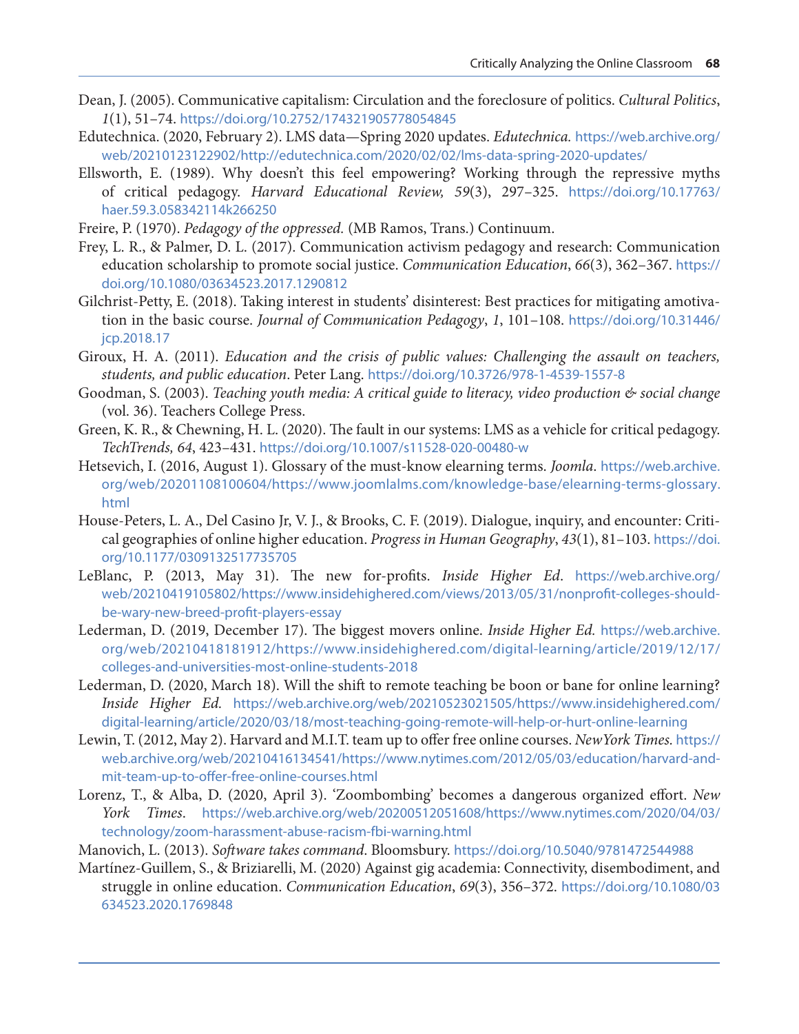Dean, J. (2005). Communicative capitalism: Circulation and the foreclosure of politics. *Cultural Politics*, *1*(1), 51–74. https://doi.org/10.2752/174321905778054845

Edutechnica. (2020, February 2). LMS data—Spring 2020 updates. *Edutechnica.* https://web.archive.org/web/20210123122902/http://edutechnica.com/2020/02/02/lms-data-spring-2020-updates/

Ellsworth, E. (1989). Why doesn't this feel empowering? Working through the repressive myths of critical pedagogy. *Harvard Educational Review, 59*(3), 297–325. https://doi.org/10.17763/haer.59.3.058342114k266250

Freire, P. (1970). *Pedagogy of the oppressed.* (MB Ramos, Trans.) Continuum.

Frey, L. R., & Palmer, D. L. (2017). Communication activism pedagogy and research: Communication education scholarship to promote social justice. *Communication Education*, *66*(3), 362–367. https://doi.org/10.1080/03634523.2017.1290812

Gilchrist-Petty, E. (2018). Taking interest in students' disinterest: Best practices for mitigating amotivation in the basic course. *Journal of Communication Pedagogy*, *1*, 101–108. https://doi.org/10.31446/jcp.2018.17

Giroux, H. A. (2011). *Education and the crisis of public values: Challenging the assault on teachers, students, and public education*. Peter Lang. https://doi.org/10.3726/978-1-4539-1557-8

Goodman, S. (2003). *Teaching youth media: A critical guide to literacy, video production & social change* (vol. 36). Teachers College Press.

Green, K. R., & Chewning, H. L. (2020). The fault in our systems: LMS as a vehicle for critical pedagogy. *TechTrends, 64*, 423–431. https://doi.org/10.1007/s11528-020-00480-w

Hetsevich, I. (2016, August 1). Glossary of the must-know elearning terms. *Joomla*. https://web.archive.org/web/20201108100604/https://www.joomlalms.com/knowledge-base/elearning-terms-glossary.html

House-Peters, L. A., Del Casino Jr, V. J., & Brooks, C. F. (2019). Dialogue, inquiry, and encounter: Critical geographies of online higher education. *Progress in Human Geography*, *43*(1), 81–103. https://doi.org/10.1177/0309132517735705

LeBlanc, P. (2013, May 31). The new for-profits. *Inside Higher Ed*. https://web.archive.org/web/20210419105802/https://www.insidehighered.com/views/2013/05/31/nonprofit-colleges-should-be-wary-new-breed-profit-players-essay

Lederman, D. (2019, December 17). The biggest movers online. *Inside Higher Ed.* https://web.archive.org/web/20210418181912/https://www.insidehighered.com/digital-learning/article/2019/12/17/colleges-and-universities-most-online-students-2018

Lederman, D. (2020, March 18). Will the shift to remote teaching be boon or bane for online learning? *Inside Higher Ed.* https://web.archive.org/web/20210523021505/https://www.insidehighered.com/digital-learning/article/2020/03/18/most-teaching-going-remote-will-help-or-hurt-online-learning

Lewin, T. (2012, May 2). Harvard and M.I.T. team up to offer free online courses. *NewYork Times.* https://web.archive.org/web/20210416134541/https://www.nytimes.com/2012/05/03/education/harvard-and-mit-team-up-to-offer-free-online-courses.html

Lorenz, T., & Alba, D. (2020, April 3). 'Zoombombing' becomes a dangerous organized effort. *New York Times*. https://web.archive.org/web/20200512051608/https://www.nytimes.com/2020/04/03/technology/zoom-harassment-abuse-racism-fbi-warning.html

Manovich, L. (2013). *Software takes command*. Bloomsbury. https://doi.org/10.5040/9781472544988

Martínez-Guillem, S., & Briziarelli, M. (2020) Against gig academia: Connectivity, disembodiment, and struggle in online education. *Communication Education*, *69*(3), 356–372. https://doi.org/10.1080/03634523.2020.1769848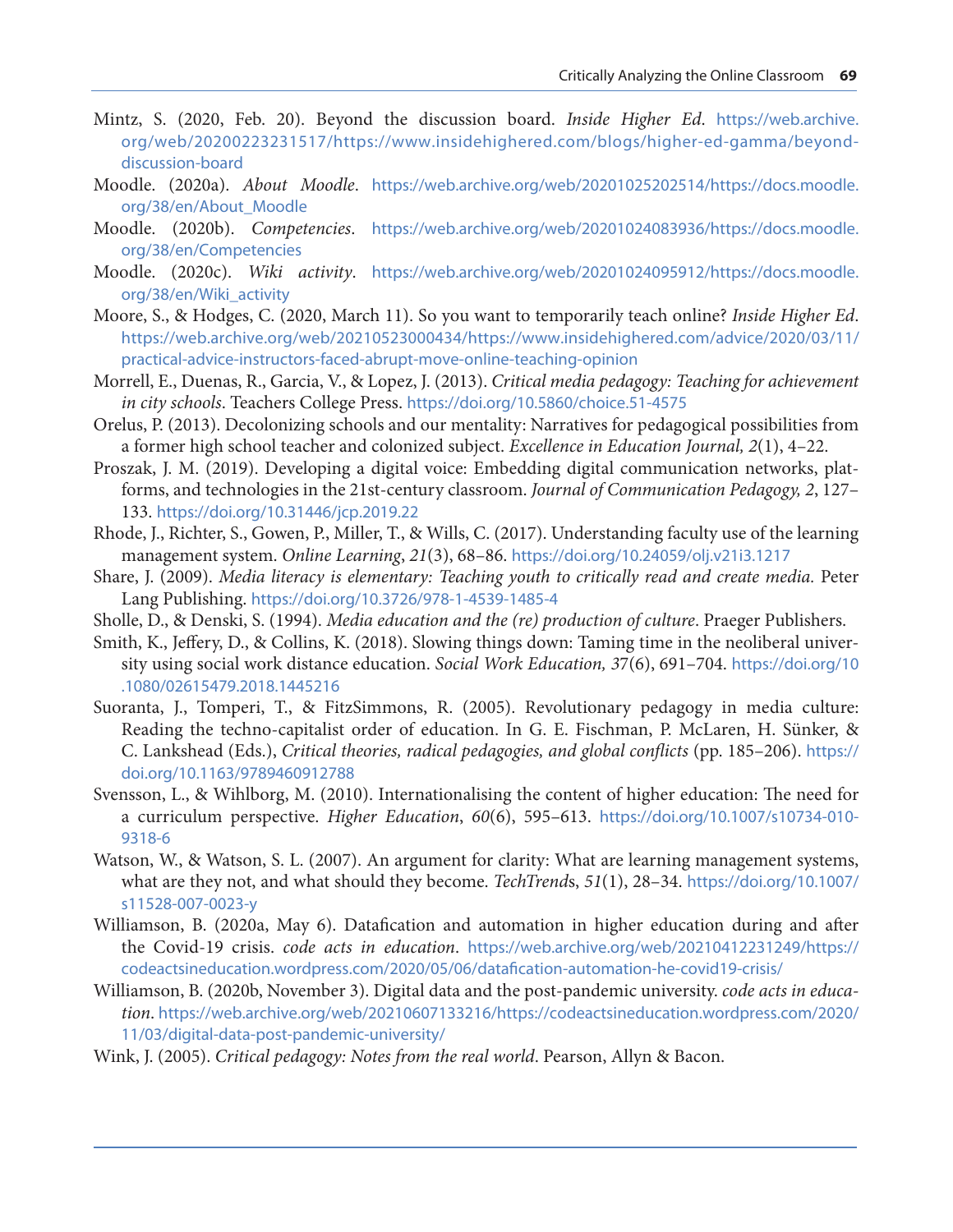Mintz, S. (2020, Feb. 20). Beyond the discussion board. *Inside Higher Ed*. https://web.archive.org/web/20200223231517/https://www.insidehighered.com/blogs/higher-ed-gamma/beyond-discussion-board

Moodle. (2020a). *About Moodle*. https://web.archive.org/web/20201025202514/https://docs.moodle.org/38/en/About_Moodle

Moodle. (2020b). *Competencies*. https://web.archive.org/web/20201024083936/https://docs.moodle.org/38/en/Competencies

Moodle. (2020c). *Wiki activity*. https://web.archive.org/web/20201024095912/https://docs.moodle.org/38/en/Wiki_activity

Moore, S., & Hodges, C. (2020, March 11). So you want to temporarily teach online? *Inside Higher Ed*. https://web.archive.org/web/20210523000434/https://www.insidehighered.com/advice/2020/03/11/practical-advice-instructors-faced-abrupt-move-online-teaching-opinion

Morrell, E., Duenas, R., Garcia, V., & Lopez, J. (2013). *Critical media pedagogy: Teaching for achievement in city schools*. Teachers College Press. https://doi.org/10.5860/choice.51-4575

Orelus, P. (2013). Decolonizing schools and our mentality: Narratives for pedagogical possibilities from a former high school teacher and colonized subject. *Excellence in Education Journal, 2*(1), 4–22.

Proszak, J. M. (2019). Developing a digital voice: Embedding digital communication networks, platforms, and technologies in the 21st-century classroom. *Journal of Communication Pedagogy, 2*, 127–133. https://doi.org/10.31446/jcp.2019.22

Rhode, J., Richter, S., Gowen, P., Miller, T., & Wills, C. (2017). Understanding faculty use of the learning management system. *Online Learning*, *21*(3), 68–86. https://doi.org/10.24059/olj.v21i3.1217

Share, J. (2009). *Media literacy is elementary: Teaching youth to critically read and create media.* Peter Lang Publishing. https://doi.org/10.3726/978-1-4539-1485-4

Sholle, D., & Denski, S. (1994). *Media education and the (re) production of culture*. Praeger Publishers.

Smith, K., Jeffery, D., & Collins, K. (2018). Slowing things down: Taming time in the neoliberal university using social work distance education. *Social Work Education, 37*(6), 691–704. https://doi.org/10.1080/02615479.2018.1445216

Suoranta, J., Tomperi, T., & FitzSimmons, R. (2005). Revolutionary pedagogy in media culture: Reading the techno-capitalist order of education. In G. E. Fischman, P. McLaren, H. Sünker, & C. Lankshead (Eds.), *Critical theories, radical pedagogies, and global conflicts* (pp. 185–206). https://doi.org/10.1163/9789460912788

Svensson, L., & Wihlborg, M. (2010). Internationalising the content of higher education: The need for a curriculum perspective. *Higher Education*, *60*(6), 595–613. https://doi.org/10.1007/s10734-010-9318-6

Watson, W., & Watson, S. L. (2007). An argument for clarity: What are learning management systems, what are they not, and what should they become. *TechTrends*, *51*(1), 28–34. https://doi.org/10.1007/s11528-007-0023-y

Williamson, B. (2020a, May 6). Datafication and automation in higher education during and after the Covid-19 crisis. *code acts in education*. https://web.archive.org/web/20210412231249/https://codeactsineducation.wordpress.com/2020/05/06/datafication-automation-he-covid19-crisis/

Williamson, B. (2020b, November 3). Digital data and the post-pandemic university. *code acts in education*. https://web.archive.org/web/20210607133216/https://codeactsineducation.wordpress.com/2020/11/03/digital-data-post-pandemic-university/

Wink, J. (2005). *Critical pedagogy: Notes from the real world*. Pearson, Allyn & Bacon.